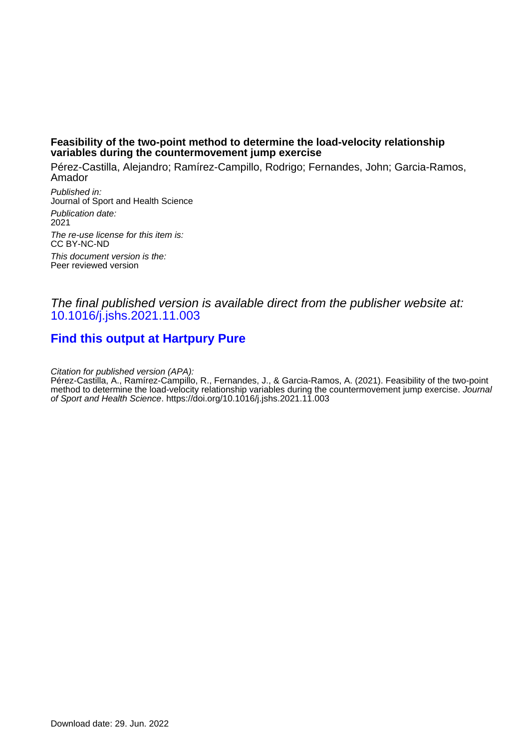**Feasibility of the two-point method to determine the load-velocity relationship variables during the countermovement jump exercise**

Pérez-Castilla, Alejandro; Ramírez-Campillo, Rodrigo; Fernandes, John; Garcia-Ramos, Amador

*Published in:*
Journal of Sport and Health Science

*Publication date:*
2021

*The re-use license for this item is:*
CC BY-NC-ND

*This document version is the:*
Peer reviewed version

*The final published version is available direct from the publisher website at:*
10.1016/j.jshs.2021.11.003

**Find this output at Hartpury Pure**

*Citation for published version (APA):*
Pérez-Castilla, A., Ramírez-Campillo, R., Fernandes, J., & Garcia-Ramos, A. (2021). Feasibility of the two-point method to determine the load-velocity relationship variables during the countermovement jump exercise. *Journal of Sport and Health Science*. https://doi.org/10.1016/j.jshs.2021.11.003

Download date: 29. Jun. 2022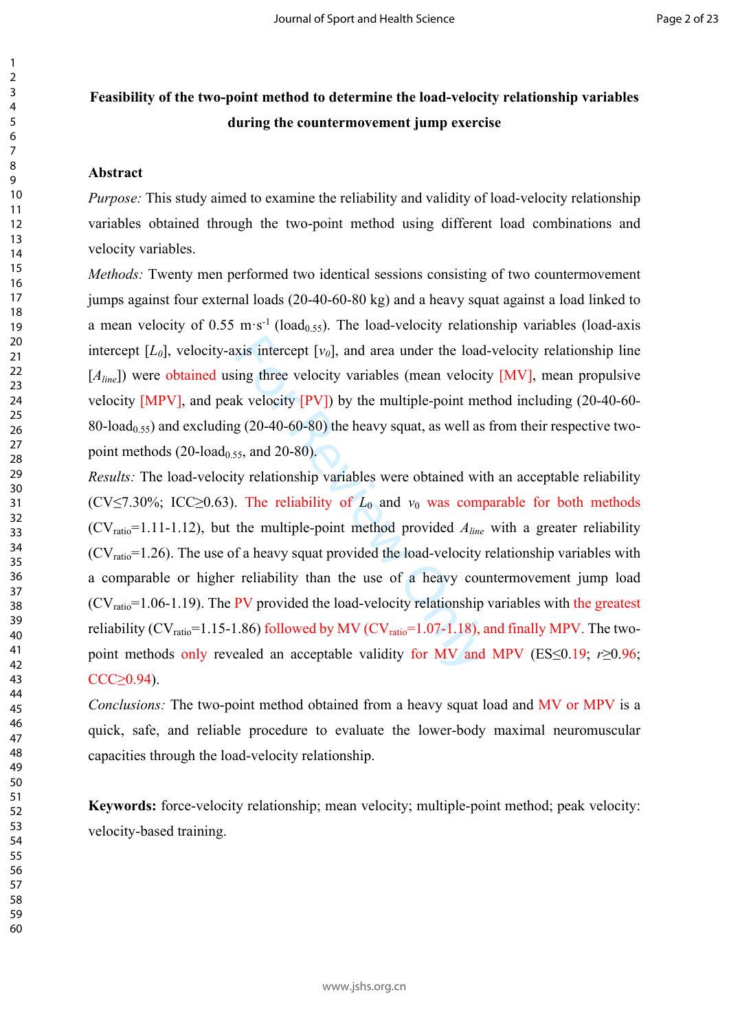**Feasibility of the two-point method to determine the load-velocity relationship variables during the countermovement jump exercise**

**Abstract**

*Purpose:* This study aimed to examine the reliability and validity of load-velocity relationship variables obtained through the two-point method using different load combinations and velocity variables.

*Methods:* Twenty men performed two identical sessions consisting of two countermovement jumps against four external loads (20-40-60-80 kg) and a heavy squat against a load linked to a mean velocity of 0.55 m·s$^{-1}$ (load$_{0.55}$). The load-velocity relationship variables (load-axis intercept [$L_0$], velocity-axis intercept [$v_0$], and area under the load-velocity relationship line [$A_{line}$]) were obtained using three velocity variables (mean velocity [MV], mean propulsive velocity [MPV], and peak velocity [PV]) by the multiple-point method including (20-40-60-80-load$_{0.55}$) and excluding (20-40-60-80) the heavy squat, as well as from their respective two-point methods (20-load$_{0.55}$, and 20-80).

*Results:* The load-velocity relationship variables were obtained with an acceptable reliability (CV≤7.30%; ICC≥0.63). The reliability of $L_0$ and $v_0$ was comparable for both methods (CV$_{ratio}$=1.11-1.12), but the multiple-point method provided $A_{line}$ with a greater reliability (CV$_{ratio}$=1.26). The use of a heavy squat provided the load-velocity relationship variables with a comparable or higher reliability than the use of a heavy countermovement jump load (CV$_{ratio}$=1.06-1.19). The PV provided the load-velocity relationship variables with the greatest reliability (CV$_{ratio}$=1.15-1.86) followed by MV (CV$_{ratio}$=1.07-1.18), and finally MPV. The two-point methods only revealed an acceptable validity for MV and MPV (ES≤0.19; $r$≥0.96; CCC≥0.94).

*Conclusions:* The two-point method obtained from a heavy squat load and MV or MPV is a quick, safe, and reliable procedure to evaluate the lower-body maximal neuromuscular capacities through the load-velocity relationship.

**Keywords:** force-velocity relationship; mean velocity; multiple-point method; peak velocity: velocity-based training.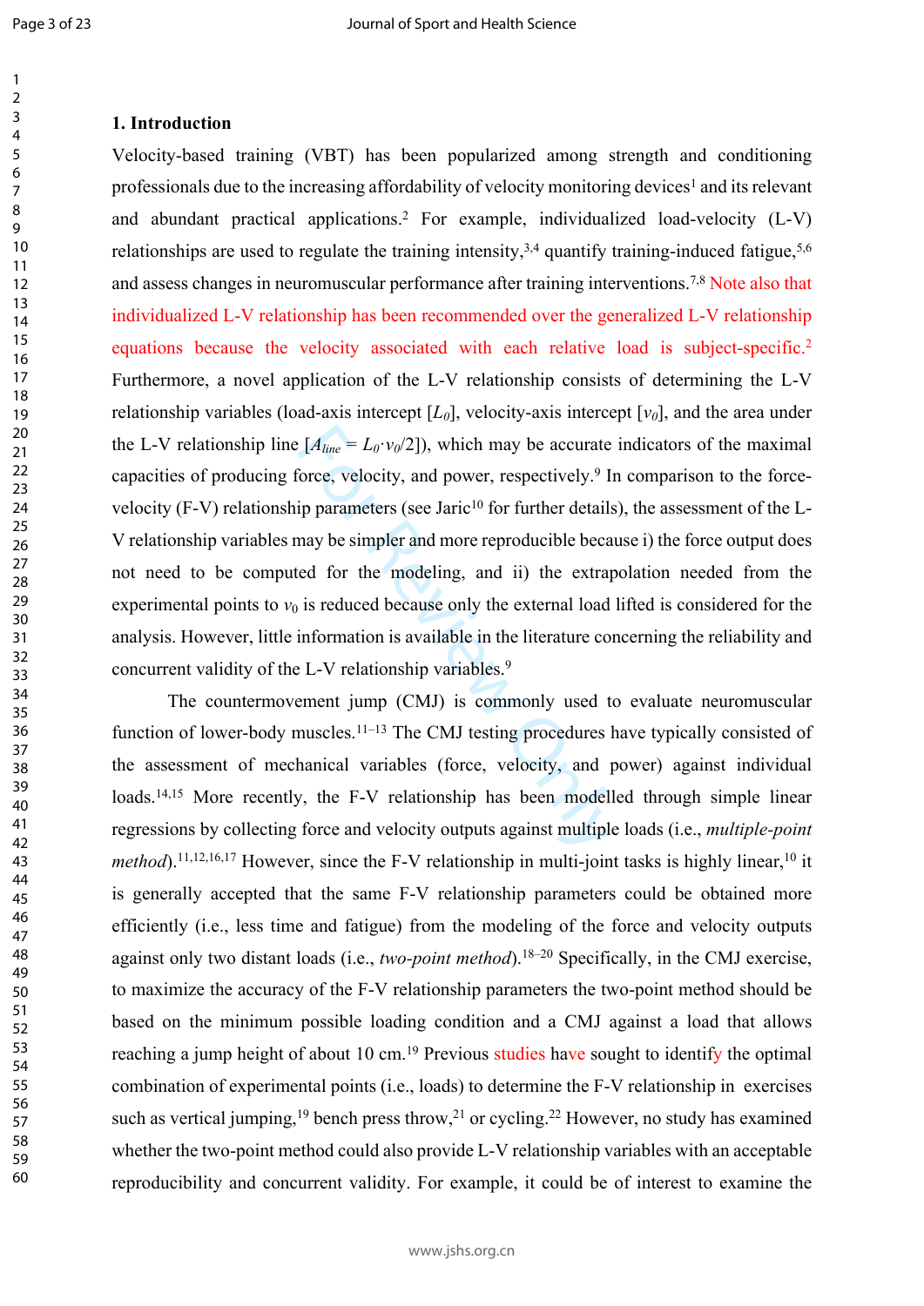## 1. Introduction

Velocity-based training (VBT) has been popularized among strength and conditioning professionals due to the increasing affordability of velocity monitoring devices[1] and its relevant and abundant practical applications.[2] For example, individualized load-velocity (L-V) relationships are used to regulate the training intensity,[3,4] quantify training-induced fatigue,[5,6] and assess changes in neuromuscular performance after training interventions.[7,8] Note also that individualized L-V relationship has been recommended over the generalized L-V relationship equations because the velocity associated with each relative load is subject-specific.[2] Furthermore, a novel application of the L-V relationship consists of determining the L-V relationship variables (load-axis intercept [$L_0$], velocity-axis intercept [$v_0$], and the area under the L-V relationship line [$A_{line} = L_0 \cdot v_0/2$]), which may be accurate indicators of the maximal capacities of producing force, velocity, and power, respectively.[9] In comparison to the force-velocity (F-V) relationship parameters (see Jaric[10] for further details), the assessment of the L-V relationship variables may be simpler and more reproducible because i) the force output does not need to be computed for the modeling, and ii) the extrapolation needed from the experimental points to $v_0$ is reduced because only the external load lifted is considered for the analysis. However, little information is available in the literature concerning the reliability and concurrent validity of the L-V relationship variables.[9]

The countermovement jump (CMJ) is commonly used to evaluate neuromuscular function of lower-body muscles.[11–13] The CMJ testing procedures have typically consisted of the assessment of mechanical variables (force, velocity, and power) against individual loads.[14,15] More recently, the F-V relationship has been modelled through simple linear regressions by collecting force and velocity outputs against multiple loads (i.e., *multiple-point method*).[11,12,16,17] However, since the F-V relationship in multi-joint tasks is highly linear,[10] it is generally accepted that the same F-V relationship parameters could be obtained more efficiently (i.e., less time and fatigue) from the modeling of the force and velocity outputs against only two distant loads (i.e., *two-point method*).[18–20] Specifically, in the CMJ exercise, to maximize the accuracy of the F-V relationship parameters the two-point method should be based on the minimum possible loading condition and a CMJ against a load that allows reaching a jump height of about 10 cm.[19] Previous studies have sought to identify the optimal combination of experimental points (i.e., loads) to determine the F-V relationship in exercises such as vertical jumping,[19] bench press throw,[21] or cycling.[22] However, no study has examined whether the two-point method could also provide L-V relationship variables with an acceptable reproducibility and concurrent validity. For example, it could be of interest to examine the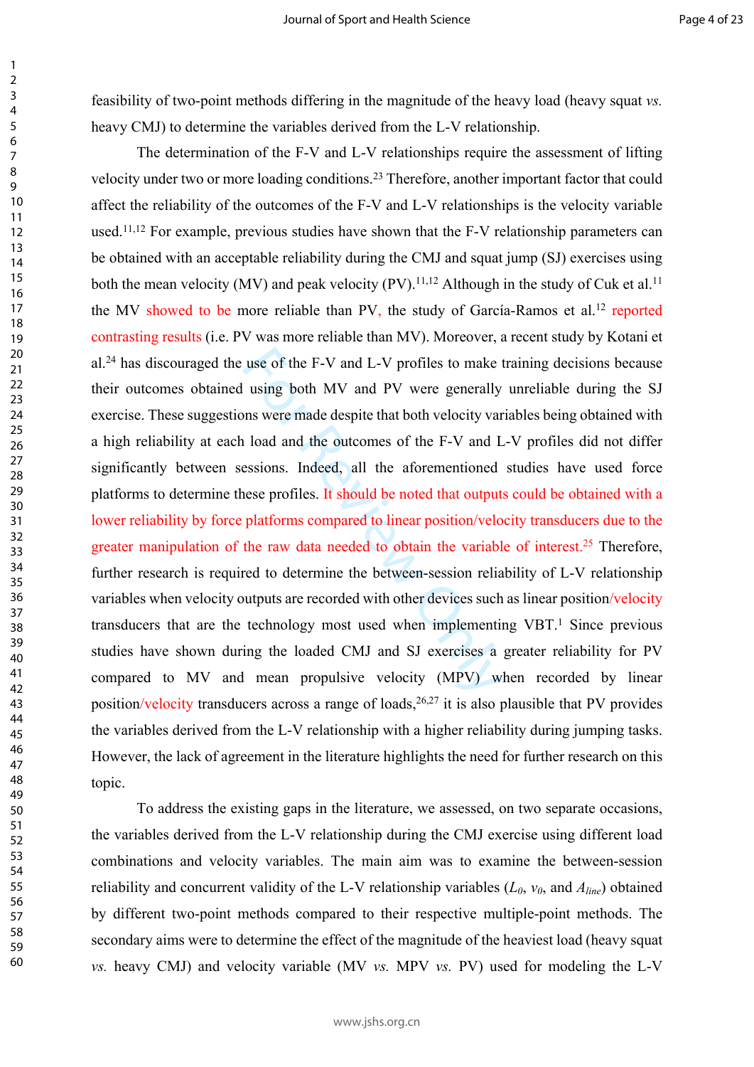feasibility of two-point methods differing in the magnitude of the heavy load (heavy squat *vs.* heavy CMJ) to determine the variables derived from the L-V relationship.

The determination of the F-V and L-V relationships require the assessment of lifting velocity under two or more loading conditions.[23] Therefore, another important factor that could affect the reliability of the outcomes of the F-V and L-V relationships is the velocity variable used.[11,12] For example, previous studies have shown that the F-V relationship parameters can be obtained with an acceptable reliability during the CMJ and squat jump (SJ) exercises using both the mean velocity (MV) and peak velocity (PV).[11,12] Although in the study of Cuk et al.[11] the MV showed to be more reliable than PV, the study of García-Ramos et al.[12] reported contrasting results (i.e. PV was more reliable than MV). Moreover, a recent study by Kotani et al.[24] has discouraged the use of the F-V and L-V profiles to make training decisions because their outcomes obtained using both MV and PV were generally unreliable during the SJ exercise. These suggestions were made despite that both velocity variables being obtained with a high reliability at each load and the outcomes of the F-V and L-V profiles did not differ significantly between sessions. Indeed, all the aforementioned studies have used force platforms to determine these profiles. It should be noted that outputs could be obtained with a lower reliability by force platforms compared to linear position/velocity transducers due to the greater manipulation of the raw data needed to obtain the variable of interest.[25] Therefore, further research is required to determine the between-session reliability of L-V relationship variables when velocity outputs are recorded with other devices such as linear position/velocity transducers that are the technology most used when implementing VBT.[1] Since previous studies have shown during the loaded CMJ and SJ exercises a greater reliability for PV compared to MV and mean propulsive velocity (MPV) when recorded by linear position/velocity transducers across a range of loads,[26,27] it is also plausible that PV provides the variables derived from the L-V relationship with a higher reliability during jumping tasks. However, the lack of agreement in the literature highlights the need for further research on this topic.

To address the existing gaps in the literature, we assessed, on two separate occasions, the variables derived from the L-V relationship during the CMJ exercise using different load combinations and velocity variables. The main aim was to examine the between-session reliability and concurrent validity of the L-V relationship variables ($L_0$, $v_0$, and $A_{line}$) obtained by different two-point methods compared to their respective multiple-point methods. The secondary aims were to determine the effect of the magnitude of the heaviest load (heavy squat *vs.* heavy CMJ) and velocity variable (MV *vs.* MPV *vs.* PV) used for modeling the L-V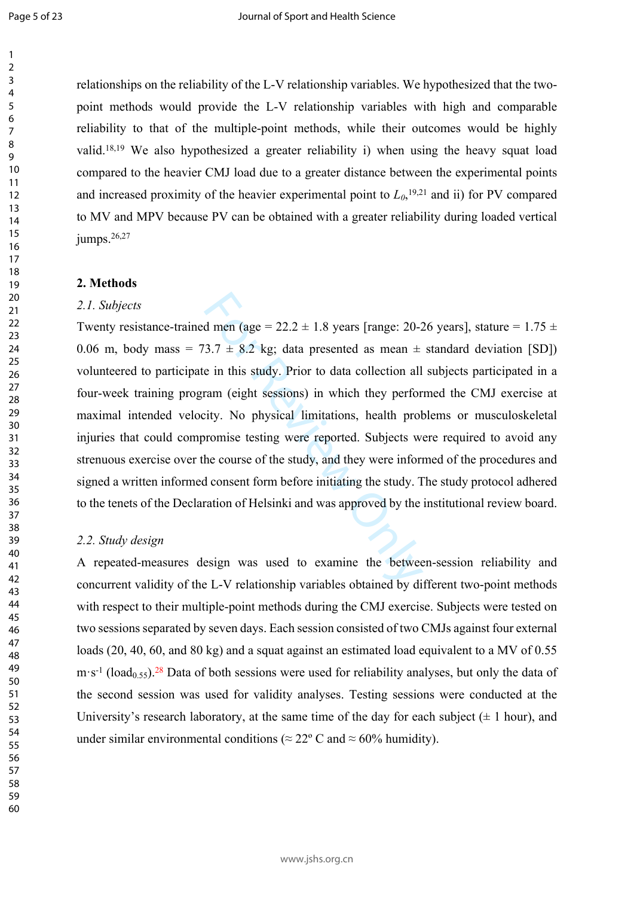relationships on the reliability of the L-V relationship variables. We hypothesized that the two-point methods would provide the L-V relationship variables with high and comparable reliability to that of the multiple-point methods, while their outcomes would be highly valid.[18,19] We also hypothesized a greater reliability i) when using the heavy squat load compared to the heavier CMJ load due to a greater distance between the experimental points and increased proximity of the heavier experimental point to $L_0$,[19,21] and ii) for PV compared to MV and MPV because PV can be obtained with a greater reliability during loaded vertical jumps.[26,27]

## 2. Methods

### *2.1. Subjects*

Twenty resistance-trained men (age = 22.2 ± 1.8 years [range: 20-26 years], stature = 1.75 ± 0.06 m, body mass = 73.7 ± 8.2 kg; data presented as mean ± standard deviation [SD]) volunteered to participate in this study. Prior to data collection all subjects participated in a four-week training program (eight sessions) in which they performed the CMJ exercise at maximal intended velocity. No physical limitations, health problems or musculoskeletal injuries that could compromise testing were reported. Subjects were required to avoid any strenuous exercise over the course of the study, and they were informed of the procedures and signed a written informed consent form before initiating the study. The study protocol adhered to the tenets of the Declaration of Helsinki and was approved by the institutional review board.

### *2.2. Study design*

A repeated-measures design was used to examine the between-session reliability and concurrent validity of the L-V relationship variables obtained by different two-point methods with respect to their multiple-point methods during the CMJ exercise. Subjects were tested on two sessions separated by seven days. Each session consisted of two CMJs against four external loads (20, 40, 60, and 80 kg) and a squat against an estimated load equivalent to a MV of 0.55 $m \cdot s^{-1}$ ($load_{0.55}$).[28] Data of both sessions were used for reliability analyses, but only the data of the second session was used for validity analyses. Testing sessions were conducted at the University's research laboratory, at the same time of the day for each subject (± 1 hour), and under similar environmental conditions (≈ 22º C and ≈ 60% humidity).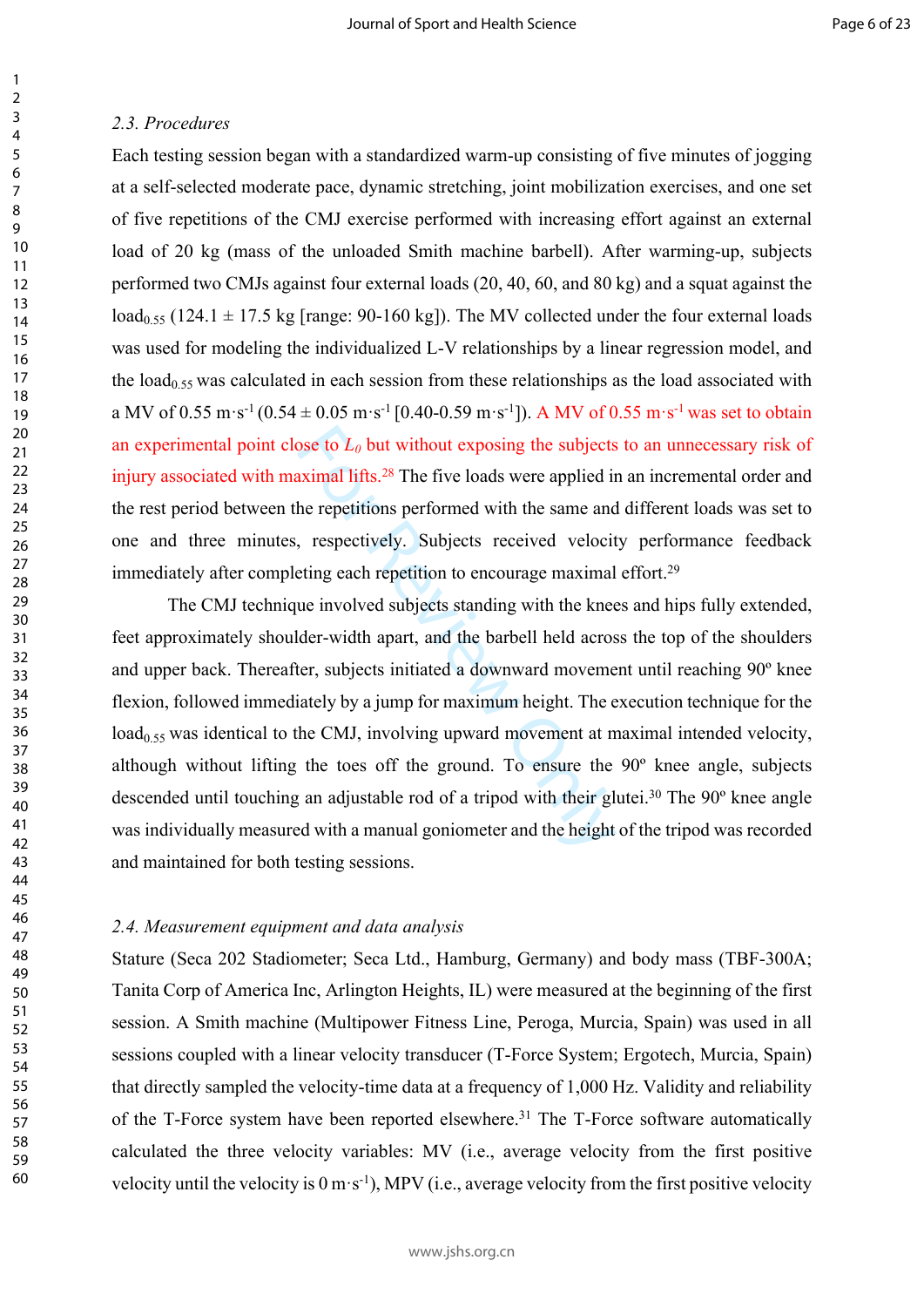*2.3. Procedures*

Each testing session began with a standardized warm-up consisting of five minutes of jogging at a self-selected moderate pace, dynamic stretching, joint mobilization exercises, and one set of five repetitions of the CMJ exercise performed with increasing effort against an external load of 20 kg (mass of the unloaded Smith machine barbell). After warming-up, subjects performed two CMJs against four external loads (20, 40, 60, and 80 kg) and a squat against the $load_{0.55}$ (124.1 ± 17.5 kg [range: 90-160 kg]). The MV collected under the four external loads was used for modeling the individualized L-V relationships by a linear regression model, and the $load_{0.55}$ was calculated in each session from these relationships as the load associated with a MV of 0.55 $m \cdot s^{-1}$ (0.54 ± 0.05 $m \cdot s^{-1}$ [0.40-0.59 $m \cdot s^{-1}$]). A MV of 0.55 $m \cdot s^{-1}$ was set to obtain an experimental point close to $L_0$ but without exposing the subjects to an unnecessary risk of injury associated with maximal lifts.[28] The five loads were applied in an incremental order and the rest period between the repetitions performed with the same and different loads was set to one and three minutes, respectively. Subjects received velocity performance feedback immediately after completing each repetition to encourage maximal effort.[29]

The CMJ technique involved subjects standing with the knees and hips fully extended, feet approximately shoulder-width apart, and the barbell held across the top of the shoulders and upper back. Thereafter, subjects initiated a downward movement until reaching 90º knee flexion, followed immediately by a jump for maximum height. The execution technique for the $load_{0.55}$ was identical to the CMJ, involving upward movement at maximal intended velocity, although without lifting the toes off the ground. To ensure the 90º knee angle, subjects descended until touching an adjustable rod of a tripod with their glutei.[30] The 90º knee angle was individually measured with a manual goniometer and the height of the tripod was recorded and maintained for both testing sessions.

*2.4. Measurement equipment and data analysis*

Stature (Seca 202 Stadiometer; Seca Ltd., Hamburg, Germany) and body mass (TBF-300A; Tanita Corp of America Inc, Arlington Heights, IL) were measured at the beginning of the first session. A Smith machine (Multipower Fitness Line, Peroga, Murcia, Spain) was used in all sessions coupled with a linear velocity transducer (T-Force System; Ergotech, Murcia, Spain) that directly sampled the velocity-time data at a frequency of 1,000 Hz. Validity and reliability of the T-Force system have been reported elsewhere.[31] The T-Force software automatically calculated the three velocity variables: MV (i.e., average velocity from the first positive velocity until the velocity is 0 $m \cdot s^{-1}$), MPV (i.e., average velocity from the first positive velocity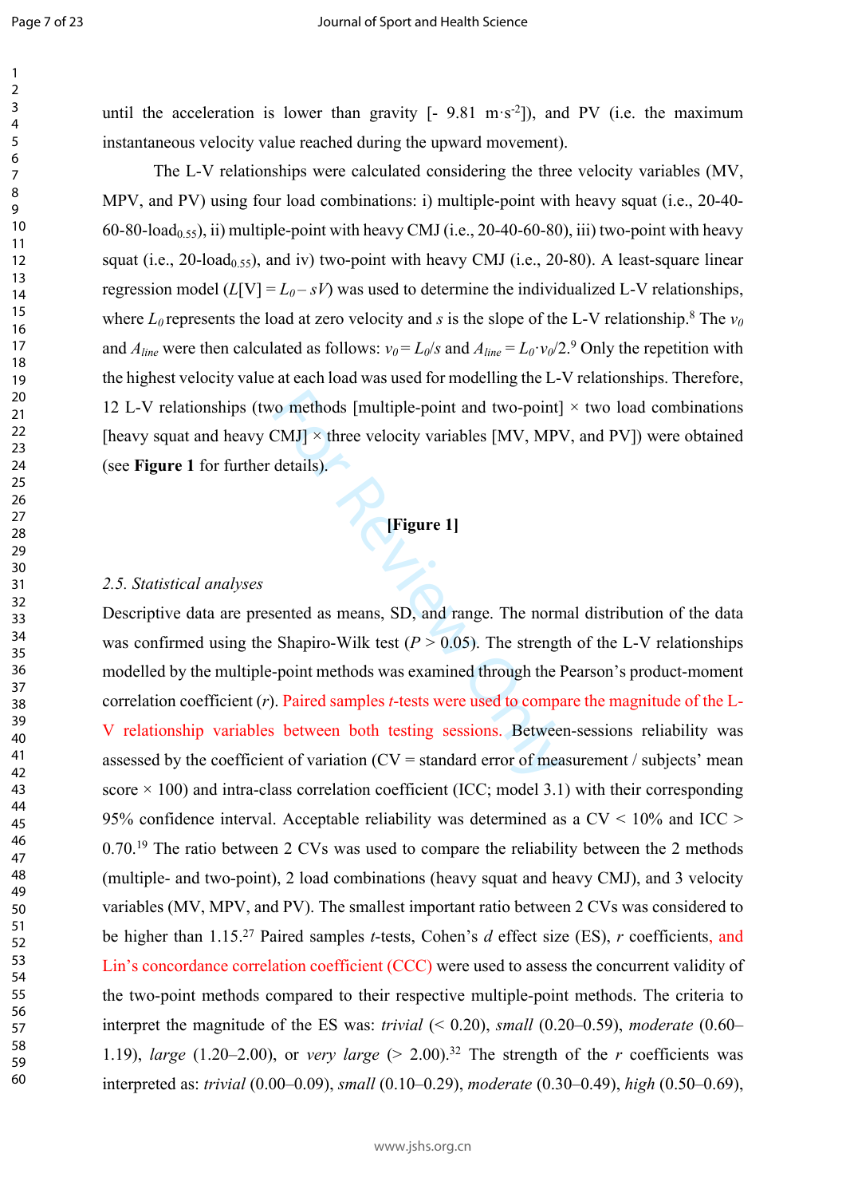until the acceleration is lower than gravity [- 9.81 m·s$^{-2}$]), and PV (i.e. the maximum instantaneous velocity value reached during the upward movement).

The L-V relationships were calculated considering the three velocity variables (MV, MPV, and PV) using four load combinations: i) multiple-point with heavy squat (i.e., 20-40-60-80-load$_{0.55}$), ii) multiple-point with heavy CMJ (i.e., 20-40-60-80), iii) two-point with heavy squat (i.e., 20-load$_{0.55}$), and iv) two-point with heavy CMJ (i.e., 20-80). A least-square linear regression model ($L$[V] = $L_0 - sV$) was used to determine the individualized L-V relationships, where $L_0$ represents the load at zero velocity and $s$ is the slope of the L-V relationship.[8] The $v_0$ and $A_{line}$ were then calculated as follows: $v_0 = L_0/s$ and $A_{line} = L_0 \cdot v_0/2$.[9] Only the repetition with the highest velocity value at each load was used for modelling the L-V relationships. Therefore, 12 L-V relationships (two methods [multiple-point and two-point] × two load combinations [heavy squat and heavy CMJ] × three velocity variables [MV, MPV, and PV]) were obtained (see **Figure 1** for further details).

**[Figure 1]**

*2.5. Statistical analyses*

Descriptive data are presented as means, SD, and range. The normal distribution of the data was confirmed using the Shapiro-Wilk test ($P > 0.05$). The strength of the L-V relationships modelled by the multiple-point methods was examined through the Pearson's product-moment correlation coefficient ($r$). Paired samples $t$-tests were used to compare the magnitude of the L-V relationship variables between both testing sessions. Between-sessions reliability was assessed by the coefficient of variation (CV = standard error of measurement / subjects' mean score × 100) and intra-class correlation coefficient (ICC; model 3.1) with their corresponding 95% confidence interval. Acceptable reliability was determined as a CV < 10% and ICC > 0.70.[19] The ratio between 2 CVs was used to compare the reliability between the 2 methods (multiple- and two-point), 2 load combinations (heavy squat and heavy CMJ), and 3 velocity variables (MV, MPV, and PV). The smallest important ratio between 2 CVs was considered to be higher than 1.15.[27] Paired samples $t$-tests, Cohen's $d$ effect size (ES), $r$ coefficients, and Lin's concordance correlation coefficient (CCC) were used to assess the concurrent validity of the two-point methods compared to their respective multiple-point methods. The criteria to interpret the magnitude of the ES was: *trivial* (< 0.20), *small* (0.20–0.59), *moderate* (0.60–1.19), *large* (1.20–2.00), or *very large* (> 2.00).[32] The strength of the $r$ coefficients was interpreted as: *trivial* (0.00–0.09), *small* (0.10–0.29), *moderate* (0.30–0.49), *high* (0.50–0.69),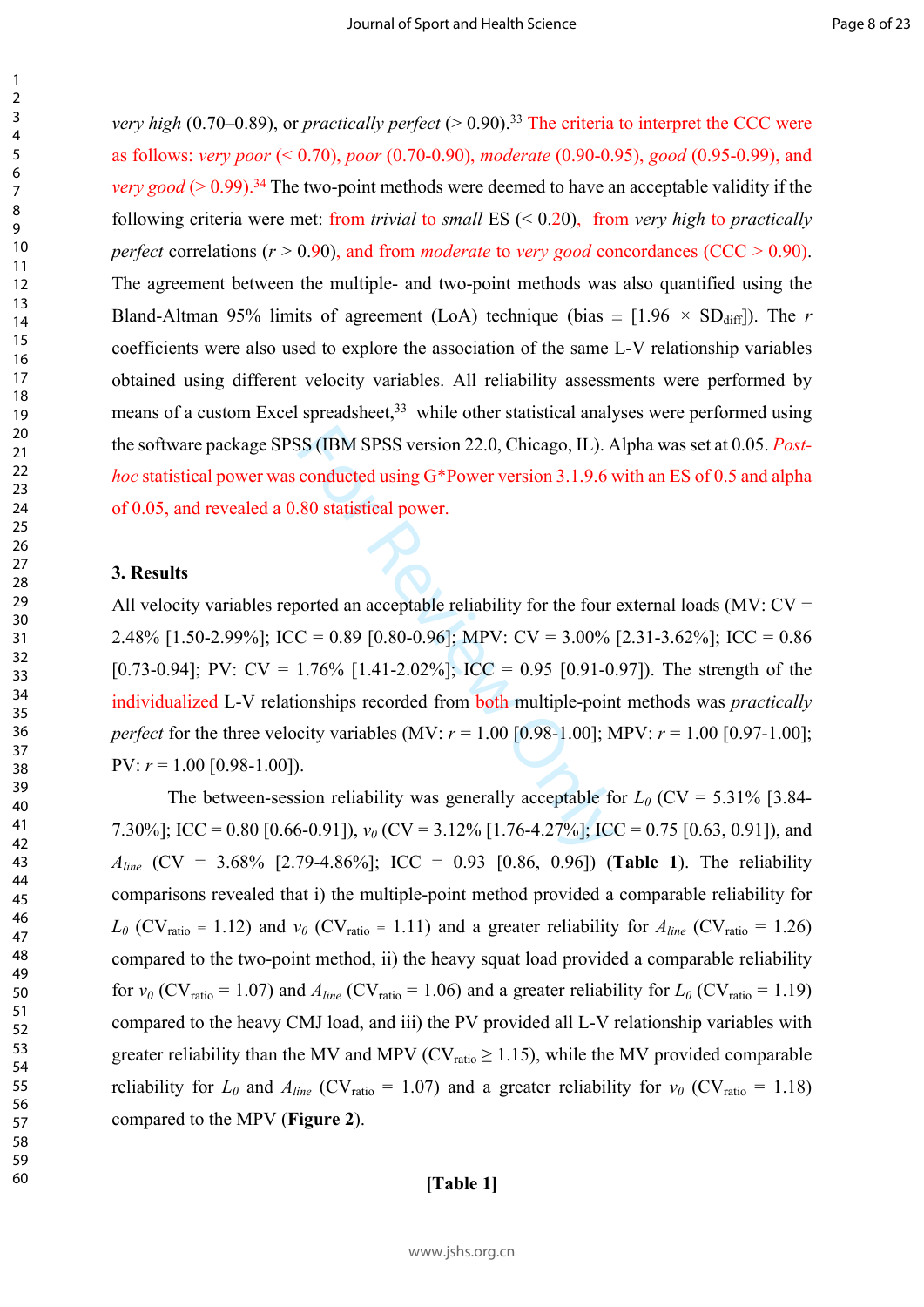*very high* (0.70–0.89), or *practically perfect* (> 0.90).[33] The criteria to interpret the CCC were as follows: *very poor* (< 0.70), *poor* (0.70-0.90), *moderate* (0.90-0.95), *good* (0.95-0.99), and *very good* (> 0.99).[34] The two-point methods were deemed to have an acceptable validity if the following criteria were met: from *trivial* to *small* ES (< 0.20), from *very high* to *practically perfect* correlations ($r$ > 0.90), and from *moderate* to *very good* concordances (CCC > 0.90). The agreement between the multiple- and two-point methods was also quantified using the Bland-Altman 95% limits of agreement (LoA) technique (bias ± [1.96 × $SD_{diff}$]). The $r$ coefficients were also used to explore the association of the same L-V relationship variables obtained using different velocity variables. All reliability assessments were performed by means of a custom Excel spreadsheet,[33] while other statistical analyses were performed using the software package SPSS (IBM SPSS version 22.0, Chicago, IL). Alpha was set at 0.05. *Post-hoc* statistical power was conducted using G*Power version 3.1.9.6 with an ES of 0.5 and alpha of 0.05, and revealed a 0.80 statistical power.

## 3. Results

All velocity variables reported an acceptable reliability for the four external loads (MV: CV = 2.48% [1.50-2.99%]; ICC = 0.89 [0.80-0.96]; MPV: CV = 3.00% [2.31-3.62%]; ICC = 0.86 [0.73-0.94]; PV: CV = 1.76% [1.41-2.02%]; ICC = 0.95 [0.91-0.97]). The strength of the individualized L-V relationships recorded from both multiple-point methods was *practically perfect* for the three velocity variables (MV: $r$ = 1.00 [0.98-1.00]; MPV: $r$ = 1.00 [0.97-1.00]; PV: $r$ = 1.00 [0.98-1.00]).

The between-session reliability was generally acceptable for $L_0$ (CV = 5.31% [3.84-7.30%]; ICC = 0.80 [0.66-0.91]), $v_0$ (CV = 3.12% [1.76-4.27%]; ICC = 0.75 [0.63, 0.91]), and $A_{line}$ (CV = 3.68% [2.79-4.86%]; ICC = 0.93 [0.86, 0.96]) (**Table 1**). The reliability comparisons revealed that i) the multiple-point method provided a comparable reliability for $L_0$ ($CV_{ratio}$ = 1.12) and $v_0$ ($CV_{ratio}$ = 1.11) and a greater reliability for $A_{line}$ ($CV_{ratio}$ = 1.26) compared to the two-point method, ii) the heavy squat load provided a comparable reliability for $v_0$ ($CV_{ratio}$ = 1.07) and $A_{line}$ ($CV_{ratio}$ = 1.06) and a greater reliability for $L_0$ ($CV_{ratio}$ = 1.19) compared to the heavy CMJ load, and iii) the PV provided all L-V relationship variables with greater reliability than the MV and MPV ($CV_{ratio}$ ≥ 1.15), while the MV provided comparable reliability for $L_0$ and $A_{line}$ ($CV_{ratio}$ = 1.07) and a greater reliability for $v_0$ ($CV_{ratio}$ = 1.18) compared to the MPV (**Figure 2**).

**[Table 1]**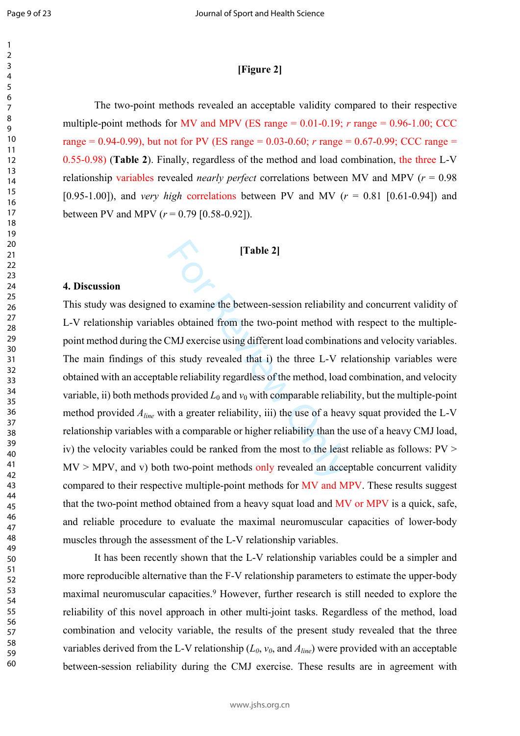[Figure 2]

The two-point methods revealed an acceptable validity compared to their respective multiple-point methods for MV and MPV (ES range = 0.01-0.19; *r* range = 0.96-1.00; CCC range = 0.94-0.99), but not for PV (ES range = 0.03-0.60; *r* range = 0.67-0.99; CCC range = 0.55-0.98) (**Table 2**). Finally, regardless of the method and load combination, the three L-V relationship variables revealed *nearly perfect* correlations between MV and MPV ($r$ = 0.98 [0.95-1.00]), and *very high* correlations between PV and MV ($r$ = 0.81 [0.61-0.94]) and between PV and MPV ($r$ = 0.79 [0.58-0.92]).

[Table 2]

## 4. Discussion

This study was designed to examine the between-session reliability and concurrent validity of L-V relationship variables obtained from the two-point method with respect to the multiple-point method during the CMJ exercise using different load combinations and velocity variables. The main findings of this study revealed that i) the three L-V relationship variables were obtained with an acceptable reliability regardless of the method, load combination, and velocity variable, ii) both methods provided $L_0$ and $v_0$ with comparable reliability, but the multiple-point method provided $A_{line}$ with a greater reliability, iii) the use of a heavy squat provided the L-V relationship variables with a comparable or higher reliability than the use of a heavy CMJ load, iv) the velocity variables could be ranked from the most to the least reliable as follows: PV > MV > MPV, and v) both two-point methods only revealed an acceptable concurrent validity compared to their respective multiple-point methods for MV and MPV. These results suggest that the two-point method obtained from a heavy squat load and MV or MPV is a quick, safe, and reliable procedure to evaluate the maximal neuromuscular capacities of lower-body muscles through the assessment of the L-V relationship variables.

It has been recently shown that the L-V relationship variables could be a simpler and more reproducible alternative than the F-V relationship parameters to estimate the upper-body maximal neuromuscular capacities.[9] However, further research is still needed to explore the reliability of this novel approach in other multi-joint tasks. Regardless of the method, load combination and velocity variable, the results of the present study revealed that the three variables derived from the L-V relationship ($L_0$, $v_0$, and $A_{line}$) were provided with an acceptable between-session reliability during the CMJ exercise. These results are in agreement with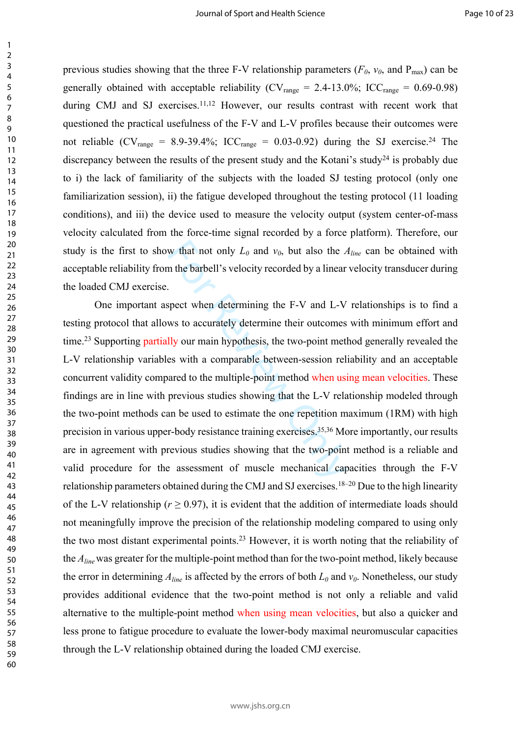previous studies showing that the three F-V relationship parameters ($F_0$, $v_0$, and $P_{max}$) can be generally obtained with acceptable reliability ($CV_{range}$ = 2.4-13.0%; $ICC_{range}$ = 0.69-0.98) during CMJ and SJ exercises.[11,12] However, our results contrast with recent work that questioned the practical usefulness of the F-V and L-V profiles because their outcomes were not reliable ($CV_{range}$ = 8.9-39.4%; $ICC_{range}$ = 0.03-0.92) during the SJ exercise.[24] The discrepancy between the results of the present study and the Kotani's study[24] is probably due to i) the lack of familiarity of the subjects with the loaded SJ testing protocol (only one familiarization session), ii) the fatigue developed throughout the testing protocol (11 loading conditions), and iii) the device used to measure the velocity output (system center-of-mass velocity calculated from the force-time signal recorded by a force platform). Therefore, our study is the first to show that not only $L_0$ and $v_0$, but also the $A_{line}$ can be obtained with acceptable reliability from the barbell's velocity recorded by a linear velocity transducer during the loaded CMJ exercise.

One important aspect when determining the F-V and L-V relationships is to find a testing protocol that allows to accurately determine their outcomes with minimum effort and time.[23] Supporting partially our main hypothesis, the two-point method generally revealed the L-V relationship variables with a comparable between-session reliability and an acceptable concurrent validity compared to the multiple-point method when using mean velocities. These findings are in line with previous studies showing that the L-V relationship modeled through the two-point methods can be used to estimate the one repetition maximum (1RM) with high precision in various upper-body resistance training exercises.[35,36] More importantly, our results are in agreement with previous studies showing that the two-point method is a reliable and valid procedure for the assessment of muscle mechanical capacities through the F-V relationship parameters obtained during the CMJ and SJ exercises.[18–20] Due to the high linearity of the L-V relationship ($r \geq 0.97$), it is evident that the addition of intermediate loads should not meaningfully improve the precision of the relationship modeling compared to using only the two most distant experimental points.[23] However, it is worth noting that the reliability of the $A_{line}$ was greater for the multiple-point method than for the two-point method, likely because the error in determining $A_{line}$ is affected by the errors of both $L_0$ and $v_0$. Nonetheless, our study provides additional evidence that the two-point method is not only a reliable and valid alternative to the multiple-point method when using mean velocities, but also a quicker and less prone to fatigue procedure to evaluate the lower-body maximal neuromuscular capacities through the L-V relationship obtained during the loaded CMJ exercise.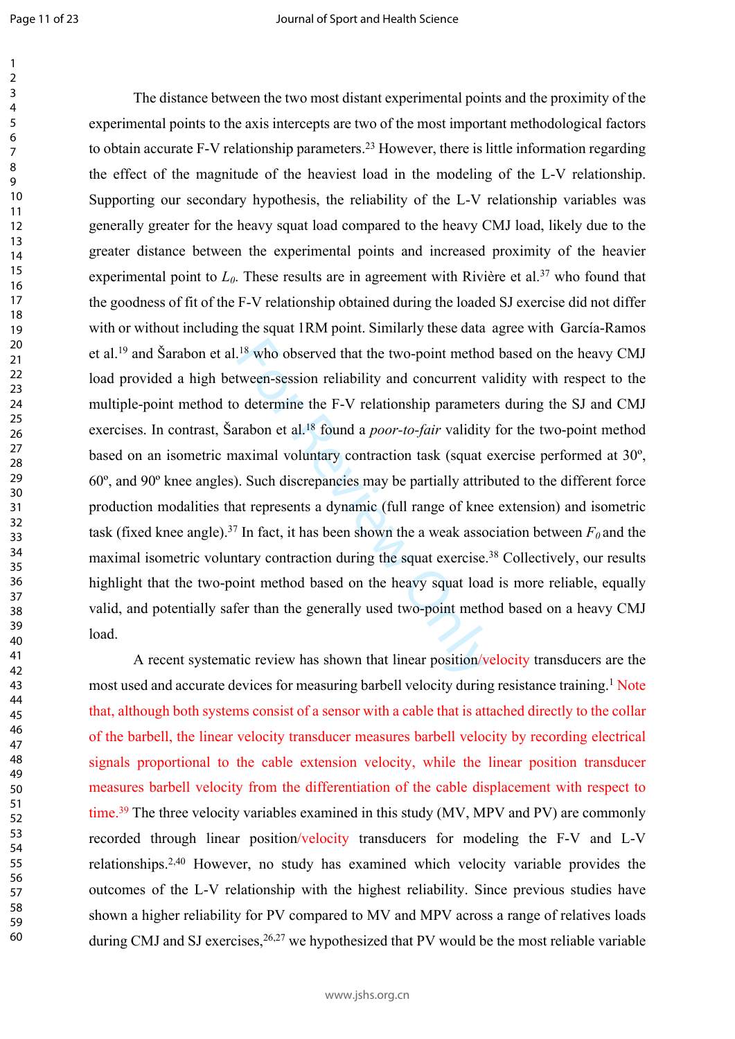The distance between the two most distant experimental points and the proximity of the experimental points to the axis intercepts are two of the most important methodological factors to obtain accurate F-V relationship parameters.[23] However, there is little information regarding the effect of the magnitude of the heaviest load in the modeling of the L-V relationship. Supporting our secondary hypothesis, the reliability of the L-V relationship variables was generally greater for the heavy squat load compared to the heavy CMJ load, likely due to the greater distance between the experimental points and increased proximity of the heavier experimental point to $L_0$. These results are in agreement with Rivière et al.[37] who found that the goodness of fit of the F-V relationship obtained during the loaded SJ exercise did not differ with or without including the squat 1RM point. Similarly these data agree with García-Ramos et al.[19] and Šarabon et al.[18] who observed that the two-point method based on the heavy CMJ load provided a high between-session reliability and concurrent validity with respect to the multiple-point method to determine the F-V relationship parameters during the SJ and CMJ exercises. In contrast, Šarabon et al.[18] found a *poor-to-fair* validity for the two-point method based on an isometric maximal voluntary contraction task (squat exercise performed at 30º, 60º, and 90º knee angles). Such discrepancies may be partially attributed to the different force production modalities that represents a dynamic (full range of knee extension) and isometric task (fixed knee angle).[37] In fact, it has been shown the a weak association between $F_0$ and the maximal isometric voluntary contraction during the squat exercise.[38] Collectively, our results highlight that the two-point method based on the heavy squat load is more reliable, equally valid, and potentially safer than the generally used two-point method based on a heavy CMJ load.

A recent systematic review has shown that linear position/velocity transducers are the most used and accurate devices for measuring barbell velocity during resistance training.[1] Note that, although both systems consist of a sensor with a cable that is attached directly to the collar of the barbell, the linear velocity transducer measures barbell velocity by recording electrical signals proportional to the cable extension velocity, while the linear position transducer measures barbell velocity from the differentiation of the cable displacement with respect to time.[39] The three velocity variables examined in this study (MV, MPV and PV) are commonly recorded through linear position/velocity transducers for modeling the F-V and L-V relationships.[2,40] However, no study has examined which velocity variable provides the outcomes of the L-V relationship with the highest reliability. Since previous studies have shown a higher reliability for PV compared to MV and MPV across a range of relatives loads during CMJ and SJ exercises,[26,27] we hypothesized that PV would be the most reliable variable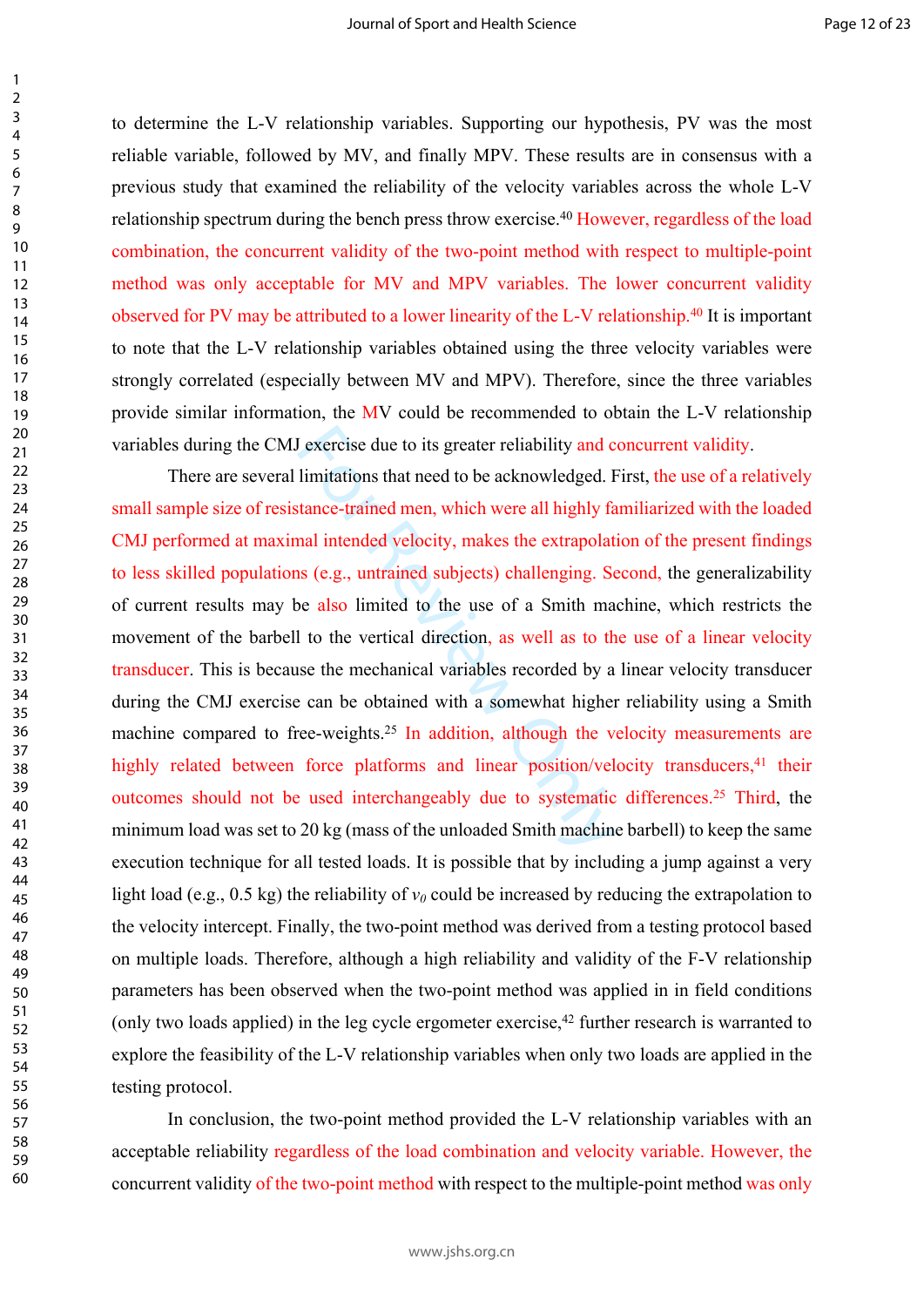to determine the L-V relationship variables. Supporting our hypothesis, PV was the most reliable variable, followed by MV, and finally MPV. These results are in consensus with a previous study that examined the reliability of the velocity variables across the whole L-V relationship spectrum during the bench press throw exercise.[40] However, regardless of the load combination, the concurrent validity of the two-point method with respect to multiple-point method was only acceptable for MV and MPV variables. The lower concurrent validity observed for PV may be attributed to a lower linearity of the L-V relationship.[40] It is important to note that the L-V relationship variables obtained using the three velocity variables were strongly correlated (especially between MV and MPV). Therefore, since the three variables provide similar information, the MV could be recommended to obtain the L-V relationship variables during the CMJ exercise due to its greater reliability and concurrent validity.

There are several limitations that need to be acknowledged. First, the use of a relatively small sample size of resistance-trained men, which were all highly familiarized with the loaded CMJ performed at maximal intended velocity, makes the extrapolation of the present findings to less skilled populations (e.g., untrained subjects) challenging. Second, the generalizability of current results may be also limited to the use of a Smith machine, which restricts the movement of the barbell to the vertical direction, as well as to the use of a linear velocity transducer. This is because the mechanical variables recorded by a linear velocity transducer during the CMJ exercise can be obtained with a somewhat higher reliability using a Smith machine compared to free-weights.[25] In addition, although the velocity measurements are highly related between force platforms and linear position/velocity transducers,[41] their outcomes should not be used interchangeably due to systematic differences.[25] Third, the minimum load was set to 20 kg (mass of the unloaded Smith machine barbell) to keep the same execution technique for all tested loads. It is possible that by including a jump against a very light load (e.g., 0.5 kg) the reliability of $v_0$ could be increased by reducing the extrapolation to the velocity intercept. Finally, the two-point method was derived from a testing protocol based on multiple loads. Therefore, although a high reliability and validity of the F-V relationship parameters has been observed when the two-point method was applied in in field conditions (only two loads applied) in the leg cycle ergometer exercise,[42] further research is warranted to explore the feasibility of the L-V relationship variables when only two loads are applied in the testing protocol.

In conclusion, the two-point method provided the L-V relationship variables with an acceptable reliability regardless of the load combination and velocity variable. However, the concurrent validity of the two-point method with respect to the multiple-point method was only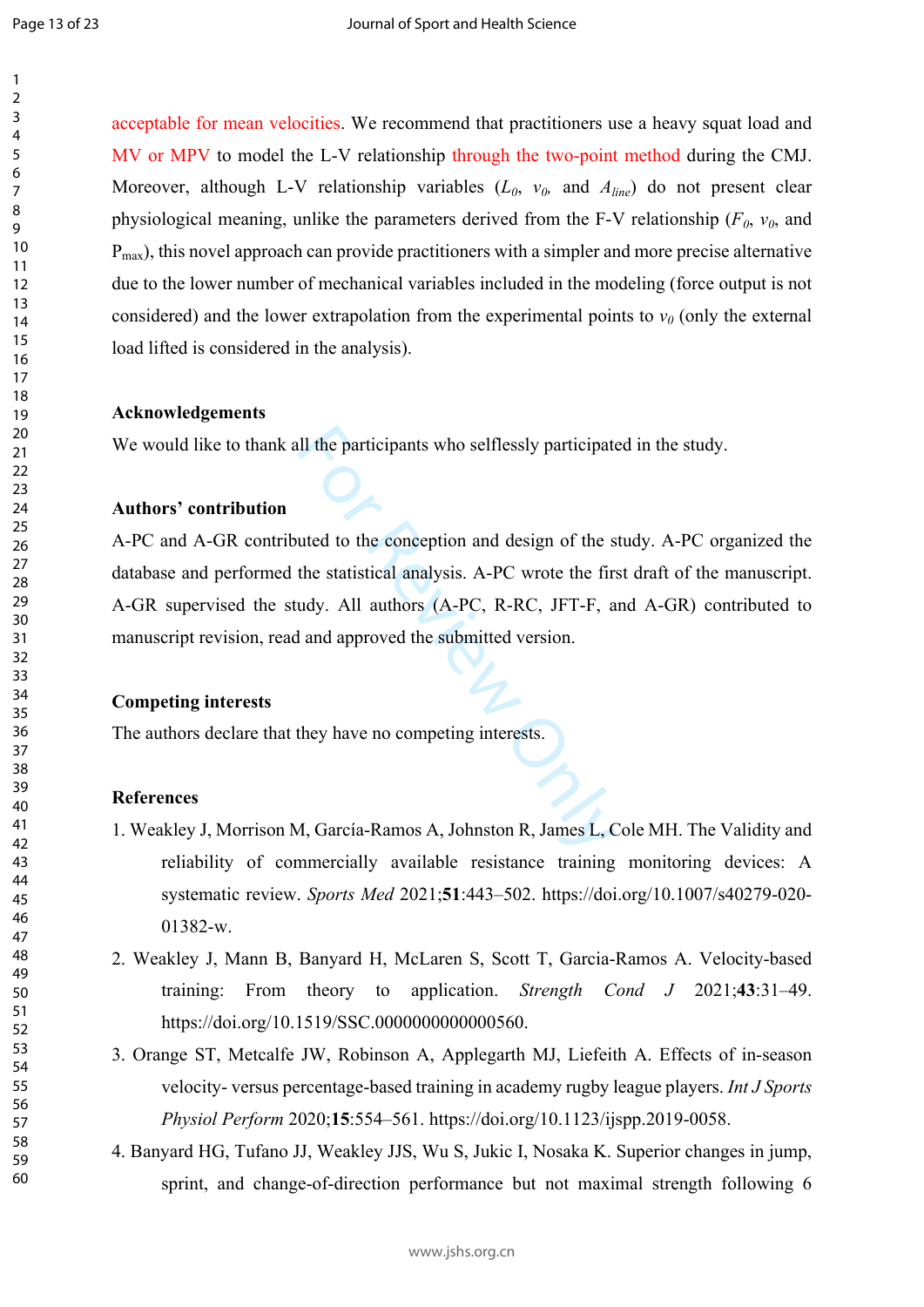acceptable for mean velocities. We recommend that practitioners use a heavy squat load and MV or MPV to model the L-V relationship through the two-point method during the CMJ. Moreover, although L-V relationship variables ($L_0$, $v_0$, and $A_{line}$) do not present clear physiological meaning, unlike the parameters derived from the F-V relationship ($F_0$, $v_0$, and $P_{max}$), this novel approach can provide practitioners with a simpler and more precise alternative due to the lower number of mechanical variables included in the modeling (force output is not considered) and the lower extrapolation from the experimental points to $v_0$ (only the external load lifted is considered in the analysis).

**Acknowledgements**

We would like to thank all the participants who selflessly participated in the study.

**Authors' contribution**

A-PC and A-GR contributed to the conception and design of the study. A-PC organized the database and performed the statistical analysis. A-PC wrote the first draft of the manuscript. A-GR supervised the study. All authors (A-PC, R-RC, JFT-F, and A-GR) contributed to manuscript revision, read and approved the submitted version.

**Competing interests**

The authors declare that they have no competing interests.

**References**

1. Weakley J, Morrison M, García-Ramos A, Johnston R, James L, Cole MH. The Validity and reliability of commercially available resistance training monitoring devices: A systematic review. *Sports Med* 2021;**51**:443–502. https://doi.org/10.1007/s40279-020-01382-w.
2. Weakley J, Mann B, Banyard H, McLaren S, Scott T, Garcia-Ramos A. Velocity-based training: From theory to application. *Strength Cond J* 2021;**43**:31–49. https://doi.org/10.1519/SSC.0000000000000560.
3. Orange ST, Metcalfe JW, Robinson A, Applegarth MJ, Liefeith A. Effects of in-season velocity- versus percentage-based training in academy rugby league players. *Int J Sports Physiol Perform* 2020;**15**:554–561. https://doi.org/10.1123/ijspp.2019-0058.
4. Banyard HG, Tufano JJ, Weakley JJS, Wu S, Jukic I, Nosaka K. Superior changes in jump, sprint, and change-of-direction performance but not maximal strength following 6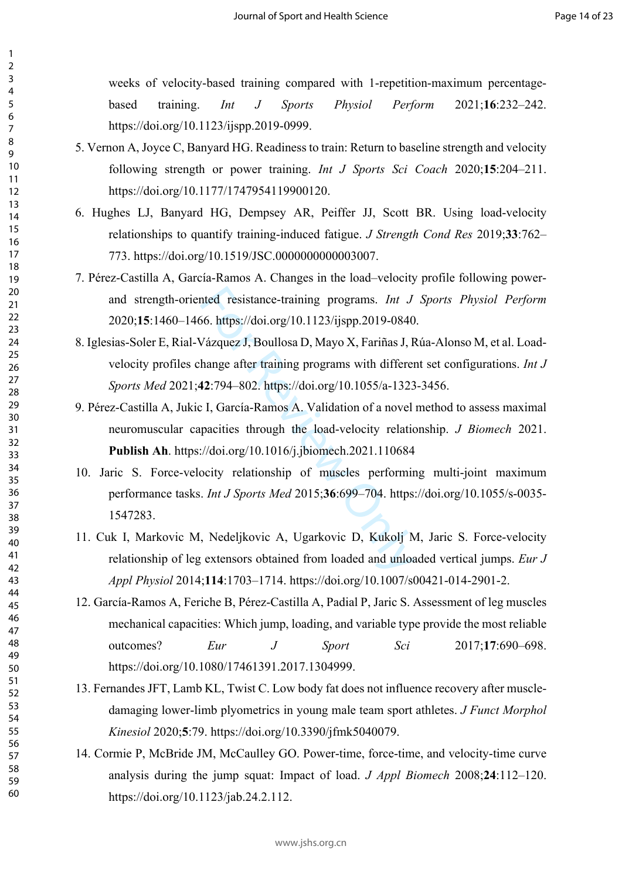weeks of velocity-based training compared with 1-repetition-maximum percentage-based training. *Int J Sports Physiol Perform* 2021;**16**:232–242. https://doi.org/10.1123/ijspp.2019-0999.

5. Vernon A, Joyce C, Banyard HG. Readiness to train: Return to baseline strength and velocity following strength or power training. *Int J Sports Sci Coach* 2020;**15**:204–211. https://doi.org/10.1177/1747954119900120.
6. Hughes LJ, Banyard HG, Dempsey AR, Peiffer JJ, Scott BR. Using load-velocity relationships to quantify training-induced fatigue. *J Strength Cond Res* 2019;**33**:762–773. https://doi.org/10.1519/JSC.0000000000003007.
7. Pérez-Castilla A, García-Ramos A. Changes in the load–velocity profile following power- and strength-oriented resistance-training programs. *Int J Sports Physiol Perform* 2020;**15**:1460–1466. https://doi.org/10.1123/ijspp.2019-0840.
8. Iglesias-Soler E, Rial-Vázquez J, Boullosa D, Mayo X, Fariñas J, Rúa-Alonso M, et al. Load-velocity profiles change after training programs with different set configurations. *Int J Sports Med* 2021;**42**:794–802. https://doi.org/10.1055/a-1323-3456.
9. Pérez-Castilla A, Jukic I, García-Ramos A. Validation of a novel method to assess maximal neuromuscular capacities through the load-velocity relationship. *J Biomech* 2021. **Publish Ah**. https://doi.org/10.1016/j.jbiomech.2021.110684
10. Jaric S. Force-velocity relationship of muscles performing multi-joint maximum performance tasks. *Int J Sports Med* 2015;**36**:699–704. https://doi.org/10.1055/s-0035-1547283.
11. Cuk I, Markovic M, Nedeljkovic A, Ugarkovic D, Kukolj M, Jaric S. Force-velocity relationship of leg extensors obtained from loaded and unloaded vertical jumps. *Eur J Appl Physiol* 2014;**114**:1703–1714. https://doi.org/10.1007/s00421-014-2901-2.
12. García-Ramos A, Feriche B, Pérez-Castilla A, Padial P, Jaric S. Assessment of leg muscles mechanical capacities: Which jump, loading, and variable type provide the most reliable outcomes? *Eur J Sport Sci* 2017;**17**:690–698. https://doi.org/10.1080/17461391.2017.1304999.
13. Fernandes JFT, Lamb KL, Twist C. Low body fat does not influence recovery after muscle-damaging lower-limb plyometrics in young male team sport athletes. *J Funct Morphol Kinesiol* 2020;**5**:79. https://doi.org/10.3390/jfmk5040079.
14. Cormie P, McBride JM, McCaulley GO. Power-time, force-time, and velocity-time curve analysis during the jump squat: Impact of load. *J Appl Biomech* 2008;**24**:112–120. https://doi.org/10.1123/jab.24.2.112.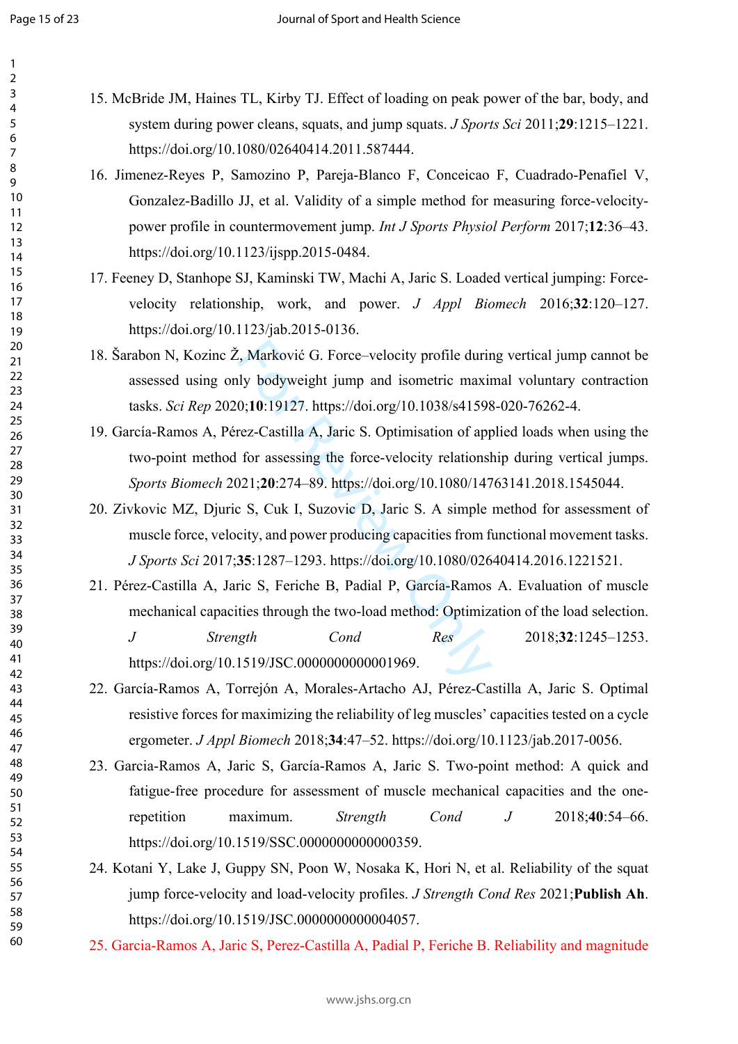15. McBride JM, Haines TL, Kirby TJ. Effect of loading on peak power of the bar, body, and system during power cleans, squats, and jump squats. *J Sports Sci* 2011;**29**:1215–1221. https://doi.org/10.1080/02640414.2011.587444.

16. Jimenez-Reyes P, Samozino P, Pareja-Blanco F, Conceicao F, Cuadrado-Penafiel V, Gonzalez-Badillo JJ, et al. Validity of a simple method for measuring force-velocity-power profile in countermovement jump. *Int J Sports Physiol Perform* 2017;**12**:36–43. https://doi.org/10.1123/ijspp.2015-0484.

17. Feeney D, Stanhope SJ, Kaminski TW, Machi A, Jaric S. Loaded vertical jumping: Force-velocity relationship, work, and power. *J Appl Biomech* 2016;**32**:120–127. https://doi.org/10.1123/jab.2015-0136.

18. Šarabon N, Kozinc Ž, Marković G. Force–velocity profile during vertical jump cannot be assessed using only bodyweight jump and isometric maximal voluntary contraction tasks. *Sci Rep* 2020;**10**:19127. https://doi.org/10.1038/s41598-020-76262-4.

19. García-Ramos A, Pérez-Castilla A, Jaric S. Optimisation of applied loads when using the two-point method for assessing the force-velocity relationship during vertical jumps. *Sports Biomech* 2021;**20**:274–89. https://doi.org/10.1080/14763141.2018.1545044.

20. Zivkovic MZ, Djuric S, Cuk I, Suzovic D, Jaric S. A simple method for assessment of muscle force, velocity, and power producing capacities from functional movement tasks. *J Sports Sci* 2017;**35**:1287–1293. https://doi.org/10.1080/02640414.2016.1221521.

21. Pérez-Castilla A, Jaric S, Feriche B, Padial P, García-Ramos A. Evaluation of muscle mechanical capacities through the two-load method: Optimization of the load selection. *J Strength Cond Res* 2018;**32**:1245–1253. https://doi.org/10.1519/JSC.0000000000001969.

22. García-Ramos A, Torrejón A, Morales-Artacho AJ, Pérez-Castilla A, Jaric S. Optimal resistive forces for maximizing the reliability of leg muscles' capacities tested on a cycle ergometer. *J Appl Biomech* 2018;**34**:47–52. https://doi.org/10.1123/jab.2017-0056.

23. Garcia-Ramos A, Jaric S, García-Ramos A, Jaric S. Two-point method: A quick and fatigue-free procedure for assessment of muscle mechanical capacities and the one-repetition maximum. *Strength Cond J* 2018;**40**:54–66. https://doi.org/10.1519/SSC.0000000000000359.

24. Kotani Y, Lake J, Guppy SN, Poon W, Nosaka K, Hori N, et al. Reliability of the squat jump force-velocity and load-velocity profiles. *J Strength Cond Res* 2021;**Publish Ah**. https://doi.org/10.1519/JSC.0000000000004057.

25. Garcia-Ramos A, Jaric S, Perez-Castilla A, Padial P, Feriche B. Reliability and magnitude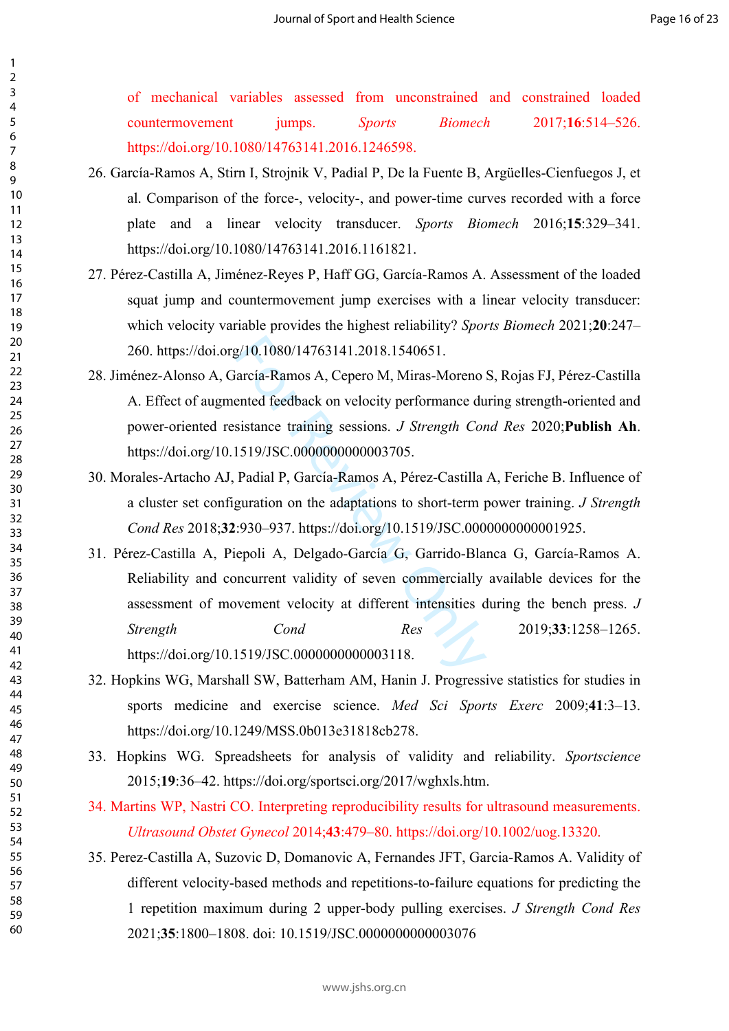of mechanical variables assessed from unconstrained and constrained loaded countermovement jumps. *Sports Biomech* 2017;**16**:514–526. https://doi.org/10.1080/14763141.2016.1246598.

26. García-Ramos A, Stirn I, Strojnik V, Padial P, De la Fuente B, Argüelles-Cienfuegos J, et al. Comparison of the force-, velocity-, and power-time curves recorded with a force plate and a linear velocity transducer. *Sports Biomech* 2016;**15**:329–341. https://doi.org/10.1080/14763141.2016.1161821.

27. Pérez-Castilla A, Jiménez-Reyes P, Haff GG, García-Ramos A. Assessment of the loaded squat jump and countermovement jump exercises with a linear velocity transducer: which velocity variable provides the highest reliability? *Sports Biomech* 2021;**20**:247–260. https://doi.org/10.1080/14763141.2018.1540651.

28. Jiménez-Alonso A, García-Ramos A, Cepero M, Miras-Moreno S, Rojas FJ, Pérez-Castilla A. Effect of augmented feedback on velocity performance during strength-oriented and power-oriented resistance training sessions. *J Strength Cond Res* 2020;**Publish Ah**. https://doi.org/10.1519/JSC.0000000000003705.

30. Morales-Artacho AJ, Padial P, García-Ramos A, Pérez-Castilla A, Feriche B. Influence of a cluster set configuration on the adaptations to short-term power training. *J Strength Cond Res* 2018;**32**:930–937. https://doi.org/10.1519/JSC.0000000000001925.

31. Pérez-Castilla A, Piepoli A, Delgado-García G, Garrido-Blanca G, García-Ramos A. Reliability and concurrent validity of seven commercially available devices for the assessment of movement velocity at different intensities during the bench press. *J Strength Cond Res* 2019;**33**:1258–1265. https://doi.org/10.1519/JSC.0000000000003118.

32. Hopkins WG, Marshall SW, Batterham AM, Hanin J. Progressive statistics for studies in sports medicine and exercise science. *Med Sci Sports Exerc* 2009;**41**:3–13. https://doi.org/10.1249/MSS.0b013e31818cb278.

33. Hopkins WG. Spreadsheets for analysis of validity and reliability. *Sportscience* 2015;**19**:36–42. https://doi.org/sportsci.org/2017/wghxls.htm.

34. Martins WP, Nastri CO. Interpreting reproducibility results for ultrasound measurements. *Ultrasound Obstet Gynecol* 2014;**43**:479–80. https://doi.org/10.1002/uog.13320.

35. Perez-Castilla A, Suzovic D, Domanovic A, Fernandes JFT, Garcia-Ramos A. Validity of different velocity-based methods and repetitions-to-failure equations for predicting the 1 repetition maximum during 2 upper-body pulling exercises. *J Strength Cond Res* 2021;**35**:1800–1808. doi: 10.1519/JSC.0000000000003076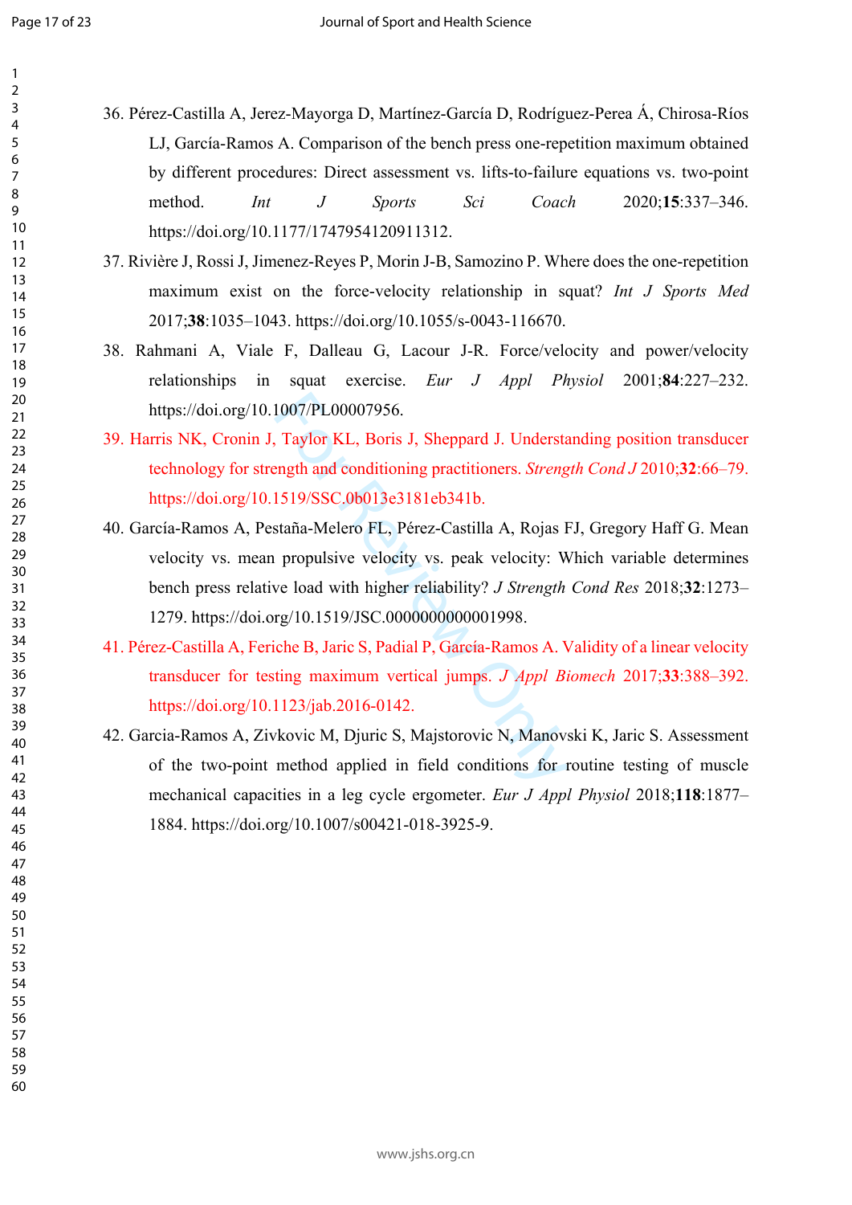36. Pérez-Castilla A, Jerez-Mayorga D, Martínez-García D, Rodríguez-Perea Á, Chirosa-Ríos LJ, García-Ramos A. Comparison of the bench press one-repetition maximum obtained by different procedures: Direct assessment vs. lifts-to-failure equations vs. two-point method. *Int J Sports Sci Coach* 2020;**15**:337–346. https://doi.org/10.1177/1747954120911312.

37. Rivière J, Rossi J, Jimenez-Reyes P, Morin J-B, Samozino P. Where does the one-repetition maximum exist on the force-velocity relationship in squat? *Int J Sports Med* 2017;**38**:1035–1043. https://doi.org/10.1055/s-0043-116670.

38. Rahmani A, Viale F, Dalleau G, Lacour J-R. Force/velocity and power/velocity relationships in squat exercise. *Eur J Appl Physiol* 2001;**84**:227–232. https://doi.org/10.1007/PL00007956.

39. Harris NK, Cronin J, Taylor KL, Boris J, Sheppard J. Understanding position transducer technology for strength and conditioning practitioners. *Strength Cond J* 2010;**32**:66–79. https://doi.org/10.1519/SSC.0b013e3181eb341b.

40. García-Ramos A, Pestaña-Melero FL, Pérez-Castilla A, Rojas FJ, Gregory Haff G. Mean velocity vs. mean propulsive velocity vs. peak velocity: Which variable determines bench press relative load with higher reliability? *J Strength Cond Res* 2018;**32**:1273–1279. https://doi.org/10.1519/JSC.0000000000001998.

41. Pérez-Castilla A, Feriche B, Jaric S, Padial P, García-Ramos A. Validity of a linear velocity transducer for testing maximum vertical jumps. *J Appl Biomech* 2017;**33**:388–392. https://doi.org/10.1123/jab.2016-0142.

42. Garcia-Ramos A, Zivkovic M, Djuric S, Majstorovic N, Manovski K, Jaric S. Assessment of the two-point method applied in field conditions for routine testing of muscle mechanical capacities in a leg cycle ergometer. *Eur J Appl Physiol* 2018;**118**:1877–1884. https://doi.org/10.1007/s00421-018-3925-9.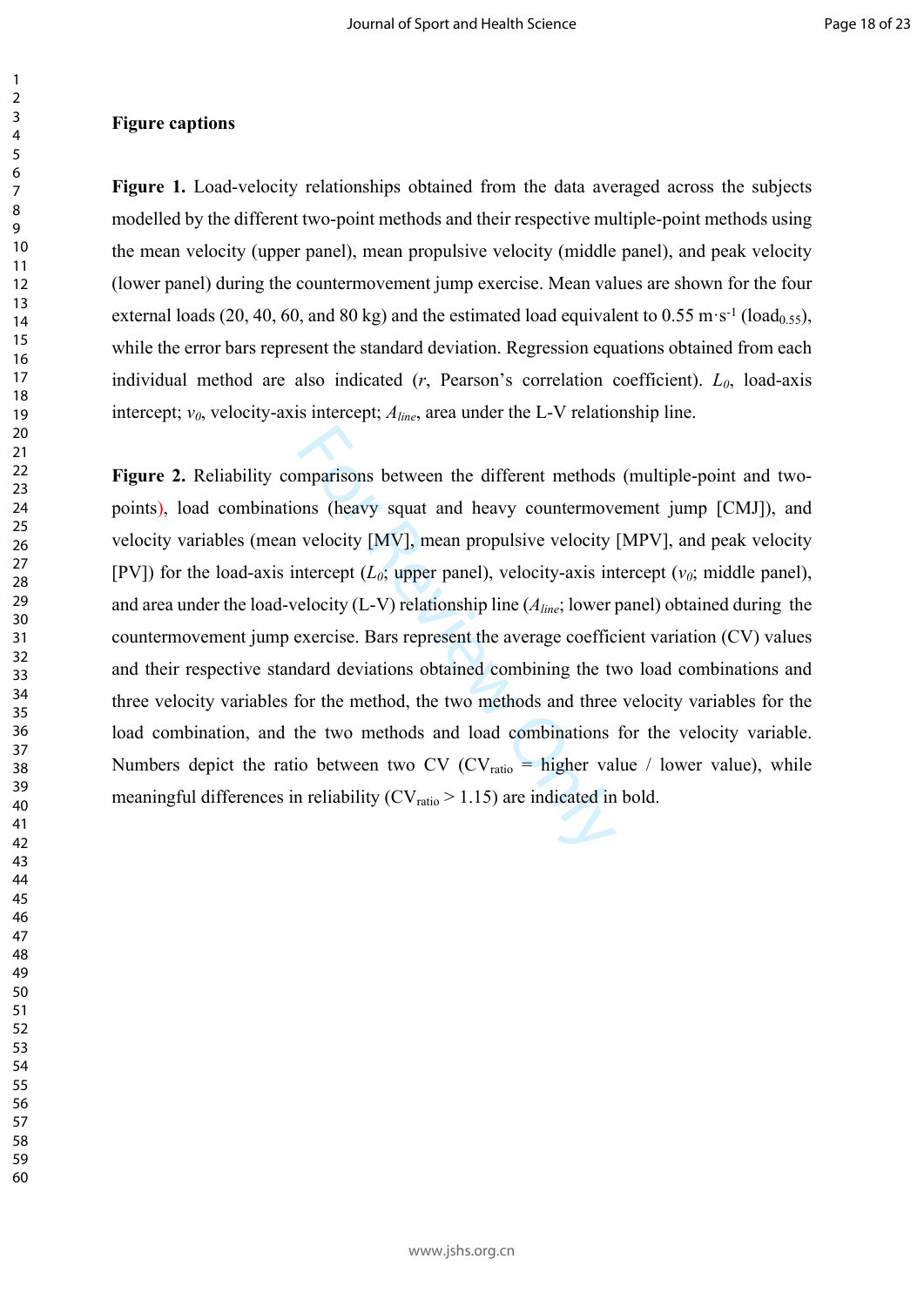**Figure captions**

**Figure 1.** Load-velocity relationships obtained from the data averaged across the subjects modelled by the different two-point methods and their respective multiple-point methods using the mean velocity (upper panel), mean propulsive velocity (middle panel), and peak velocity (lower panel) during the countermovement jump exercise. Mean values are shown for the four external loads (20, 40, 60, and 80 kg) and the estimated load equivalent to 0.55 m·s$^{-1}$ (load$_{0.55}$), while the error bars represent the standard deviation. Regression equations obtained from each individual method are also indicated (*r*, Pearson's correlation coefficient). $L_0$, load-axis intercept; $v_0$, velocity-axis intercept; $A_{line}$, area under the L-V relationship line.

**Figure 2.** Reliability comparisons between the different methods (multiple-point and two-points), load combinations (heavy squat and heavy countermovement jump [CMJ]), and velocity variables (mean velocity [MV], mean propulsive velocity [MPV], and peak velocity [PV]) for the load-axis intercept ($L_0$; upper panel), velocity-axis intercept ($v_0$; middle panel), and area under the load-velocity (L-V) relationship line ($A_{line}$; lower panel) obtained during the countermovement jump exercise. Bars represent the average coefficient variation (CV) values and their respective standard deviations obtained combining the two load combinations and three velocity variables for the method, the two methods and three velocity variables for the load combination, and the two methods and load combinations for the velocity variable. Numbers depict the ratio between two CV (CV$_{ratio}$ = higher value / lower value), while meaningful differences in reliability (CV$_{ratio}$ > 1.15) are indicated in bold.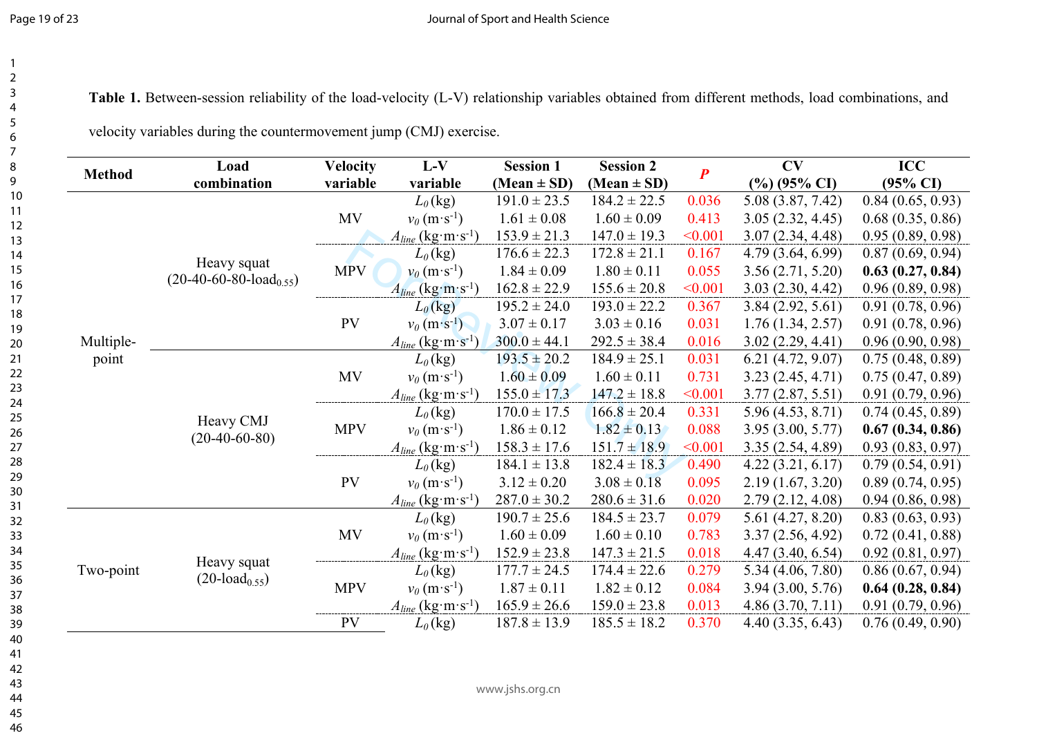**Table 1.** Between-session reliability of the load-velocity (L-V) relationship variables obtained from different methods, load combinations, and velocity variables during the countermovement jump (CMJ) exercise.

| Method | Load combination | Velocity variable | L-V variable | Session 1 (Mean ± SD) | Session 2 (Mean ± SD) | *P* | CV (%) (95% CI) | ICC (95% CI) |
|---|---|---|---|---|---|---|---|---|
| Multiple-point | Heavy squat (20-40-60-80-load$_{0.55}$) | MV | $L_0$ (kg) | 191.0 ± 23.5 | 184.2 ± 22.5 | 0.036 | 5.08 (3.87, 7.42) | 0.84 (0.65, 0.93) |
| | | | $v_0$ (m·s$^{-1}$) | 1.61 ± 0.08 | 1.60 ± 0.09 | 0.413 | 3.05 (2.32, 4.45) | 0.68 (0.35, 0.86) |
| | | | $A_{line}$ (kg·m·s$^{-1}$) | 153.9 ± 21.3 | 147.0 ± 19.3 | <0.001 | 3.07 (2.34, 4.48) | 0.95 (0.89, 0.98) |
| | | MPV | $L_0$ (kg) | 176.6 ± 22.3 | 172.8 ± 21.1 | 0.167 | 4.79 (3.64, 6.99) | 0.87 (0.69, 0.94) |
| | | | $v_0$ (m·s$^{-1}$) | 1.84 ± 0.09 | 1.80 ± 0.11 | 0.055 | 3.56 (2.71, 5.20) | **0.63 (0.27, 0.84)** |
| | | | $A_{line}$ (kg·m·s$^{-1}$) | 162.8 ± 22.9 | 155.6 ± 20.8 | <0.001 | 3.03 (2.30, 4.42) | 0.96 (0.89, 0.98) |
| | | PV | $L_0$ (kg) | 195.2 ± 24.0 | 193.0 ± 22.2 | 0.367 | 3.84 (2.92, 5.61) | 0.91 (0.78, 0.96) |
| | | | $v_0$ (m·s$^{-1}$) | 3.07 ± 0.17 | 3.03 ± 0.16 | 0.031 | 1.76 (1.34, 2.57) | 0.91 (0.78, 0.96) |
| | | | $A_{line}$ (kg·m·s$^{-1}$) | 300.0 ± 44.1 | 292.5 ± 38.4 | 0.016 | 3.02 (2.29, 4.41) | 0.96 (0.90, 0.98) |
| | Heavy CMJ (20-40-60-80) | MV | $L_0$ (kg) | 193.5 ± 20.2 | 184.9 ± 25.1 | 0.031 | 6.21 (4.72, 9.07) | 0.75 (0.48, 0.89) |
| | | | $v_0$ (m·s$^{-1}$) | 1.60 ± 0.09 | 1.60 ± 0.11 | 0.731 | 3.23 (2.45, 4.71) | 0.75 (0.47, 0.89) |
| | | | $A_{line}$ (kg·m·s$^{-1}$) | 155.0 ± 17.3 | 147.2 ± 18.8 | <0.001 | 3.77 (2.87, 5.51) | 0.91 (0.79, 0.96) |
| | | MPV | $L_0$ (kg) | 170.0 ± 17.5 | 166.8 ± 20.4 | 0.331 | 5.96 (4.53, 8.71) | 0.74 (0.45, 0.89) |
| | | | $v_0$ (m·s$^{-1}$) | 1.86 ± 0.12 | 1.82 ± 0.13 | 0.088 | 3.95 (3.00, 5.77) | **0.67 (0.34, 0.86)** |
| | | | $A_{line}$ (kg·m·s$^{-1}$) | 158.3 ± 17.6 | 151.7 ± 18.9 | <0.001 | 3.35 (2.54, 4.89) | 0.93 (0.83, 0.97) |
| | | PV | $L_0$ (kg) | 184.1 ± 13.8 | 182.4 ± 18.3 | 0.490 | 4.22 (3.21, 6.17) | 0.79 (0.54, 0.91) |
| | | | $v_0$ (m·s$^{-1}$) | 3.12 ± 0.20 | 3.08 ± 0.18 | 0.095 | 2.19 (1.67, 3.20) | 0.89 (0.74, 0.95) |
| | | | $A_{line}$ (kg·m·s$^{-1}$) | 287.0 ± 30.2 | 280.6 ± 31.6 | 0.020 | 2.79 (2.12, 4.08) | 0.94 (0.86, 0.98) |
| Two-point | Heavy squat (20-load$_{0.55}$) | MV | $L_0$ (kg) | 190.7 ± 25.6 | 184.5 ± 23.7 | 0.079 | 5.61 (4.27, 8.20) | 0.83 (0.63, 0.93) |
| | | | $v_0$ (m·s$^{-1}$) | 1.60 ± 0.09 | 1.60 ± 0.10 | 0.783 | 3.37 (2.56, 4.92) | 0.72 (0.41, 0.88) |
| | | | $A_{line}$ (kg·m·s$^{-1}$) | 152.9 ± 23.8 | 147.3 ± 21.5 | 0.018 | 4.47 (3.40, 6.54) | 0.92 (0.81, 0.97) |
| | | MPV | $L_0$ (kg) | 177.7 ± 24.5 | 174.4 ± 22.6 | 0.279 | 5.34 (4.06, 7.80) | 0.86 (0.67, 0.94) |
| | | | $v_0$ (m·s$^{-1}$) | 1.87 ± 0.11 | 1.82 ± 0.12 | 0.084 | 3.94 (3.00, 5.76) | **0.64 (0.28, 0.84)** |
| | | | $A_{line}$ (kg·m·s$^{-1}$) | 165.9 ± 26.6 | 159.0 ± 23.8 | 0.013 | 4.86 (3.70, 7.11) | 0.91 (0.79, 0.96) |
| | | PV | $L_0$ (kg) | 187.8 ± 13.9 | 185.5 ± 18.2 | 0.370 | 4.40 (3.35, 6.43) | 0.76 (0.49, 0.90) |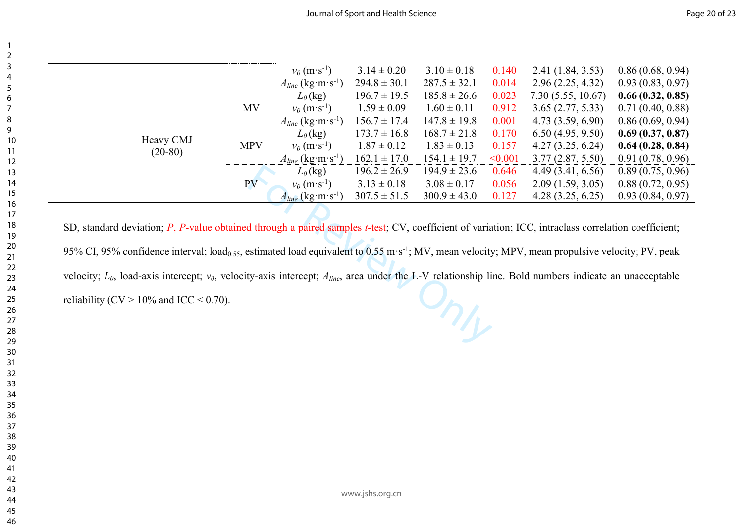| | | | | | | | |
|---|---|---|---|---|---|---|---|
| | | $v_0$ (m·s$^{-1}$) | 3.14 ± 0.20 | 3.10 ± 0.18 | 0.140 | 2.41 (1.84, 3.53) | 0.86 (0.68, 0.94) |
| | | $A_{line}$ (kg·m·s$^{-1}$) | 294.8 ± 30.1 | 287.5 ± 32.1 | 0.014 | 2.96 (2.25, 4.32) | 0.93 (0.83, 0.97) |
| Heavy CMJ (20-80) | MV | $L_0$ (kg) | 196.7 ± 19.5 | 185.8 ± 26.6 | 0.023 | 7.30 (5.55, 10.67) | **0.66 (0.32, 0.85)** |
| | | $v_0$ (m·s$^{-1}$) | 1.59 ± 0.09 | 1.60 ± 0.11 | 0.912 | 3.65 (2.77, 5.33) | 0.71 (0.40, 0.88) |
| | | $A_{line}$ (kg·m·s$^{-1}$) | 156.7 ± 17.4 | 147.8 ± 19.8 | 0.001 | 4.73 (3.59, 6.90) | 0.86 (0.69, 0.94) |
| | MPV | $L_0$ (kg) | 173.7 ± 16.8 | 168.7 ± 21.8 | 0.170 | 6.50 (4.95, 9.50) | **0.69 (0.37, 0.87)** |
| | | $v_0$ (m·s$^{-1}$) | 1.87 ± 0.12 | 1.83 ± 0.13 | 0.157 | 4.27 (3.25, 6.24) | **0.64 (0.28, 0.84)** |
| | | $A_{line}$ (kg·m·s$^{-1}$) | 162.1 ± 17.0 | 154.1 ± 19.7 | <0.001 | 3.77 (2.87, 5.50) | 0.91 (0.78, 0.96) |
| | PV | $L_0$ (kg) | 196.2 ± 26.9 | 194.9 ± 23.6 | 0.646 | 4.49 (3.41, 6.56) | 0.89 (0.75, 0.96) |
| | | $v_0$ (m·s$^{-1}$) | 3.13 ± 0.18 | 3.08 ± 0.17 | 0.056 | 2.09 (1.59, 3.05) | 0.88 (0.72, 0.95) |
| | | $A_{line}$ (kg·m·s$^{-1}$) | 307.5 ± 51.5 | 300.9 ± 43.0 | 0.127 | 4.28 (3.25, 6.25) | 0.93 (0.84, 0.97) |

SD, standard deviation; *P*, *P*-value obtained through a paired samples *t*-test; CV, coefficient of variation; ICC, intraclass correlation coefficient; 95% CI, 95% confidence interval; load$_{0.55}$, estimated load equivalent to 0.55 m·s$^{-1}$; MV, mean velocity; MPV, mean propulsive velocity; PV, peak velocity; $L_0$, load-axis intercept; $v_0$, velocity-axis intercept; $A_{line}$, area under the L-V relationship line. Bold numbers indicate an unacceptable reliability (CV > 10% and ICC < 0.70).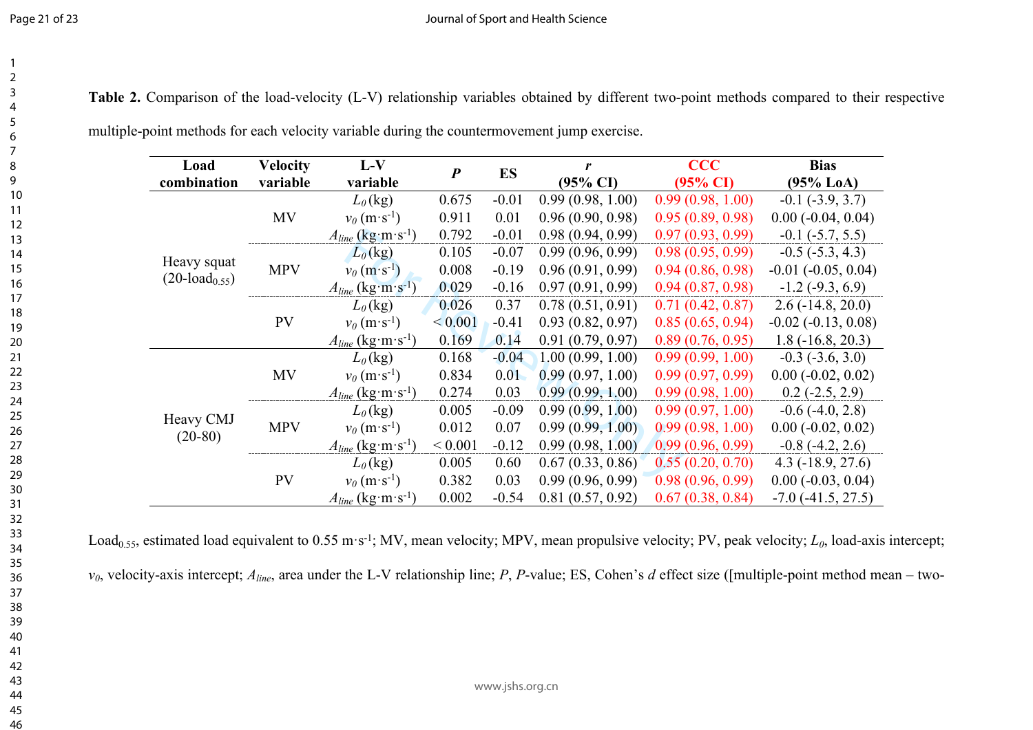**Table 2.** Comparison of the load-velocity (L-V) relationship variables obtained by different two-point methods compared to their respective multiple-point methods for each velocity variable during the countermovement jump exercise.

| Load combination | Velocity variable | L-V variable | *P* | ES | *r* (95% CI) | CCC (95% CI) | Bias (95% LoA) |
|---|---|---|---|---|---|---|---|
| Heavy squat (20-load$_{0.55}$) | MV | $L_0$ (kg) | 0.675 | -0.01 | 0.99 (0.98, 1.00) | 0.99 (0.98, 1.00) | -0.1 (-3.9, 3.7) |
| | | $v_0$ (m·s$^{-1}$) | 0.911 | 0.01 | 0.96 (0.90, 0.98) | 0.95 (0.89, 0.98) | 0.00 (-0.04, 0.04) |
| | | $A_{line}$ (kg·m·s$^{-1}$) | 0.792 | -0.01 | 0.98 (0.94, 0.99) | 0.97 (0.93, 0.99) | -0.1 (-5.7, 5.5) |
| | MPV | $L_0$ (kg) | 0.105 | -0.07 | 0.99 (0.96, 0.99) | 0.98 (0.95, 0.99) | -0.5 (-5.3, 4.3) |
| | | $v_0$ (m·s$^{-1}$) | 0.008 | -0.19 | 0.96 (0.91, 0.99) | 0.94 (0.86, 0.98) | -0.01 (-0.05, 0.04) |
| | | $A_{line}$ (kg·m·s$^{-1}$) | 0.029 | -0.16 | 0.97 (0.91, 0.99) | 0.94 (0.87, 0.98) | -1.2 (-9.3, 6.9) |
| | PV | $L_0$ (kg) | 0.026 | 0.37 | 0.78 (0.51, 0.91) | 0.71 (0.42, 0.87) | 2.6 (-14.8, 20.0) |
| | | $v_0$ (m·s$^{-1}$) | < 0.001 | -0.41 | 0.93 (0.82, 0.97) | 0.85 (0.65, 0.94) | -0.02 (-0.13, 0.08) |
| | | $A_{line}$ (kg·m·s$^{-1}$) | 0.169 | 0.14 | 0.91 (0.79, 0.97) | 0.89 (0.76, 0.95) | 1.8 (-16.8, 20.3) |
| Heavy CMJ (20-80) | MV | $L_0$ (kg) | 0.168 | -0.04 | 1.00 (0.99, 1.00) | 0.99 (0.99, 1.00) | -0.3 (-3.6, 3.0) |
| | | $v_0$ (m·s$^{-1}$) | 0.834 | 0.01 | 0.99 (0.97, 1.00) | 0.99 (0.97, 0.99) | 0.00 (-0.02, 0.02) |
| | | $A_{line}$ (kg·m·s$^{-1}$) | 0.274 | 0.03 | 0.99 (0.99, 1.00) | 0.99 (0.98, 1.00) | 0.2 (-2.5, 2.9) |
| | MPV | $L_0$ (kg) | 0.005 | -0.09 | 0.99 (0.99, 1.00) | 0.99 (0.97, 1.00) | -0.6 (-4.0, 2.8) |
| | | $v_0$ (m·s$^{-1}$) | 0.012 | 0.07 | 0.99 (0.99, 1.00) | 0.99 (0.98, 1.00) | 0.00 (-0.02, 0.02) |
| | | $A_{line}$ (kg·m·s$^{-1}$) | < 0.001 | -0.12 | 0.99 (0.98, 1.00) | 0.99 (0.96, 0.99) | -0.8 (-4.2, 2.6) |
| | PV | $L_0$ (kg) | 0.005 | 0.60 | 0.67 (0.33, 0.86) | 0.55 (0.20, 0.70) | 4.3 (-18.9, 27.6) |
| | | $v_0$ (m·s$^{-1}$) | 0.382 | 0.03 | 0.99 (0.96, 0.99) | 0.98 (0.96, 0.99) | 0.00 (-0.03, 0.04) |
| | | $A_{line}$ (kg·m·s$^{-1}$) | 0.002 | -0.54 | 0.81 (0.57, 0.92) | 0.67 (0.38, 0.84) | -7.0 (-41.5, 27.5) |

Load$_{0.55}$, estimated load equivalent to 0.55 m·s$^{-1}$; MV, mean velocity; MPV, mean propulsive velocity; PV, peak velocity; $L_0$, load-axis intercept; $v_0$, velocity-axis intercept; $A_{line}$, area under the L-V relationship line; *P*, *P*-value; ES, Cohen's *d* effect size ([multiple-point method mean – two-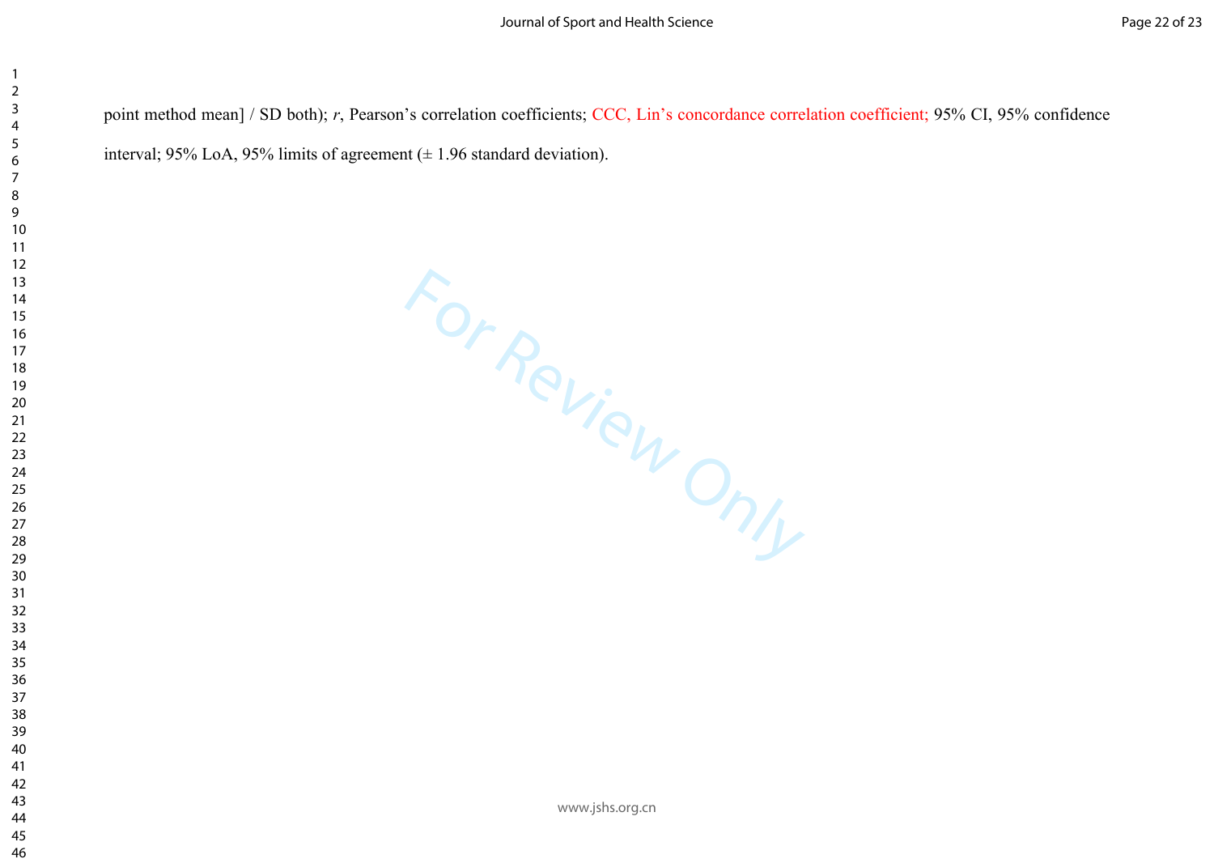point method mean] / SD both); *r*, Pearson's correlation coefficients; CCC, Lin's concordance correlation coefficient; 95% CI, 95% confidence interval; 95% LoA, 95% limits of agreement (± 1.96 standard deviation).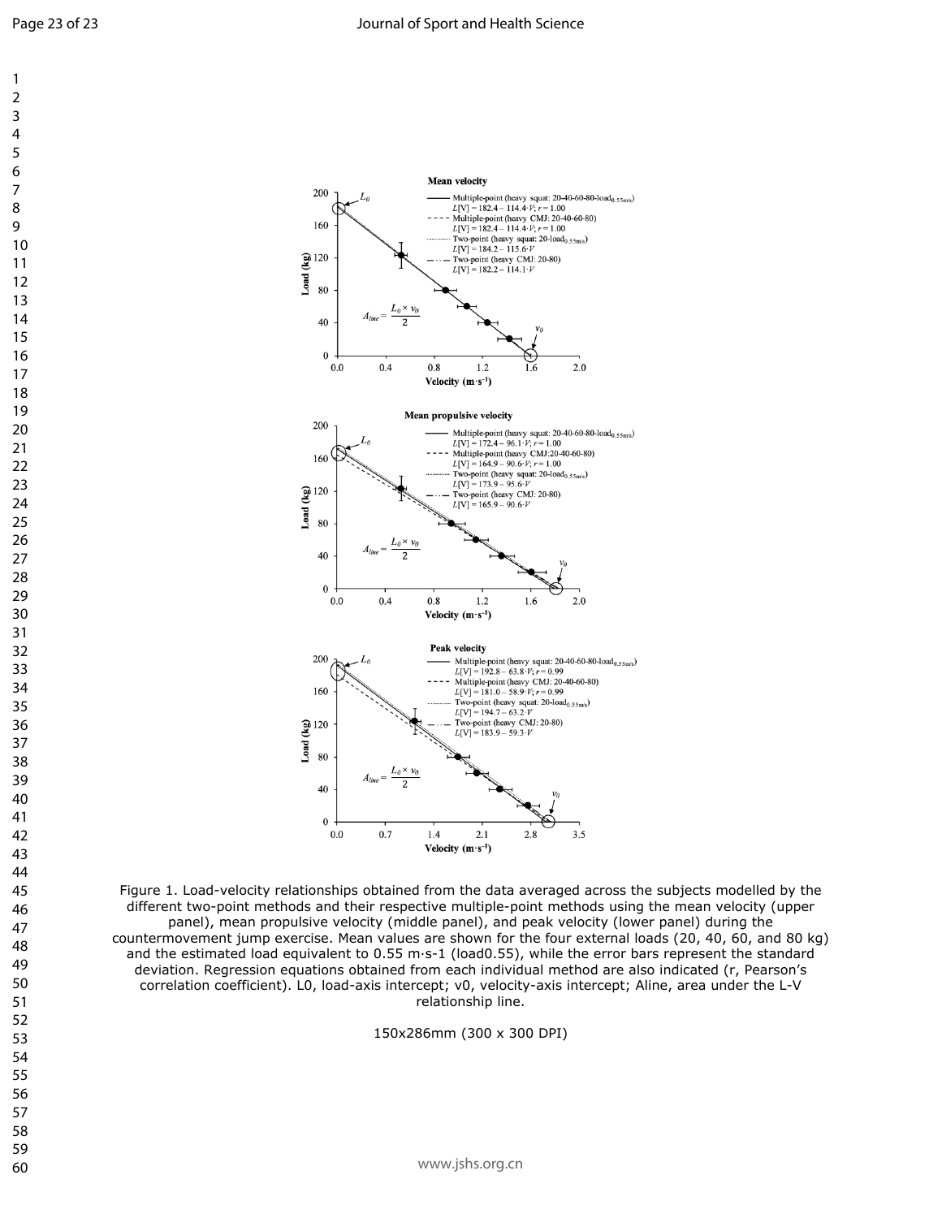Figure 1. Load-velocity relationships obtained from the data averaged across the subjects modelled by the different two-point methods and their respective multiple-point methods using the mean velocity (upper panel), mean propulsive velocity (middle panel), and peak velocity (lower panel) during the countermovement jump exercise. Mean values are shown for the four external loads (20, 40, 60, and 80 kg) and the estimated load equivalent to 0.55 m·s-1 (load0.55), while the error bars represent the standard deviation. Regression equations obtained from each individual method are also indicated (r, Pearson's correlation coefficient). L0, load-axis intercept; v0, velocity-axis intercept; Aline, area under the L-V relationship line.

150x286mm (300 x 300 DPI)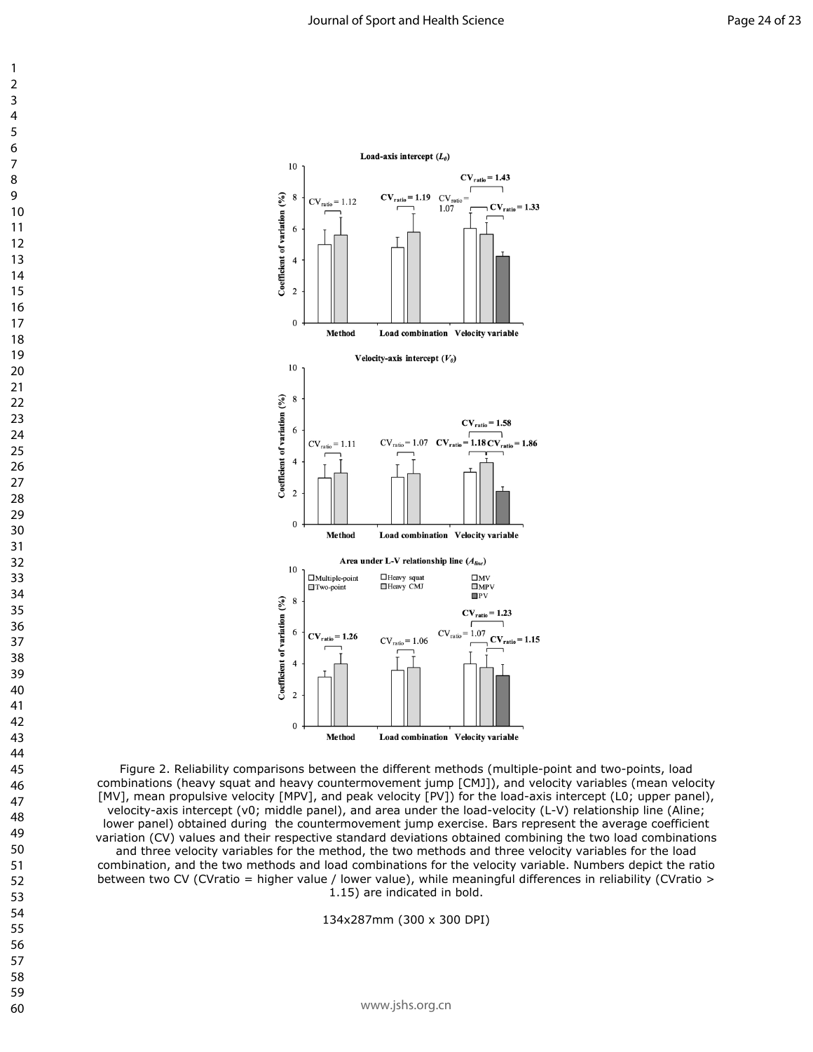Load-axis intercept ($L_0$)

$CV_{ratio}$ = 1.12

**$CV_{ratio}$ = 1.19**

$CV_{ratio}$ = 1.07

**$CV_{ratio}$ = 1.43**

**$CV_{ratio}$ = 1.33**

Coefficient of variation (%)

Method | Load combination | Velocity variable

Velocity-axis intercept ($V_0$)

$CV_{ratio}$ = 1.11

$CV_{ratio}$ = 1.07

**$CV_{ratio}$ = 1.18**

**$CV_{ratio}$ = 1.58**

**$CV_{ratio}$ = 1.86**

Coefficient of variation (%)

Method | Load combination | Velocity variable

Area under L-V relationship line ($A_{line}$)

Multiple-point, Two-point

Heavy squat, Heavy CMJ

MV, MPV, PV

**$CV_{ratio}$ = 1.26**

$CV_{ratio}$ = 1.06

$CV_{ratio}$ = 1.07

**$CV_{ratio}$ = 1.23**

**$CV_{ratio}$ = 1.15**

Coefficient of variation (%)

Method | Load combination | Velocity variable

Figure 2. Reliability comparisons between the different methods (multiple-point and two-points, load combinations (heavy squat and heavy countermovement jump [CMJ]), and velocity variables (mean velocity [MV], mean propulsive velocity [MPV], and peak velocity [PV]) for the load-axis intercept (L0; upper panel), velocity-axis intercept (v0; middle panel), and area under the load-velocity (L-V) relationship line (Aline; lower panel) obtained during the countermovement jump exercise. Bars represent the average coefficient variation (CV) values and their respective standard deviations obtained combining the two load combinations and three velocity variables for the method, the two methods and three velocity variables for the load combination, and the two methods and load combinations for the velocity variable. Numbers depict the ratio between two CV (CVratio = higher value / lower value), while meaningful differences in reliability (CVratio > 1.15) are indicated in bold.

134x287mm (300 x 300 DPI)